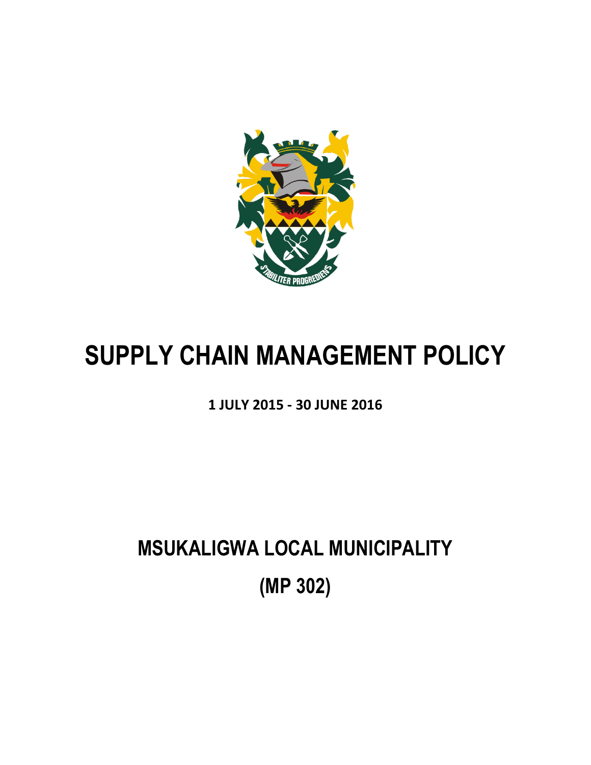# SUPPLY CHAIN MANAGEMENT POLICY

**1 JULY 2015 - 30 JUNE 2016**

## MSUKALIGWA LOCAL MUNICIPALITY

## (MP 302)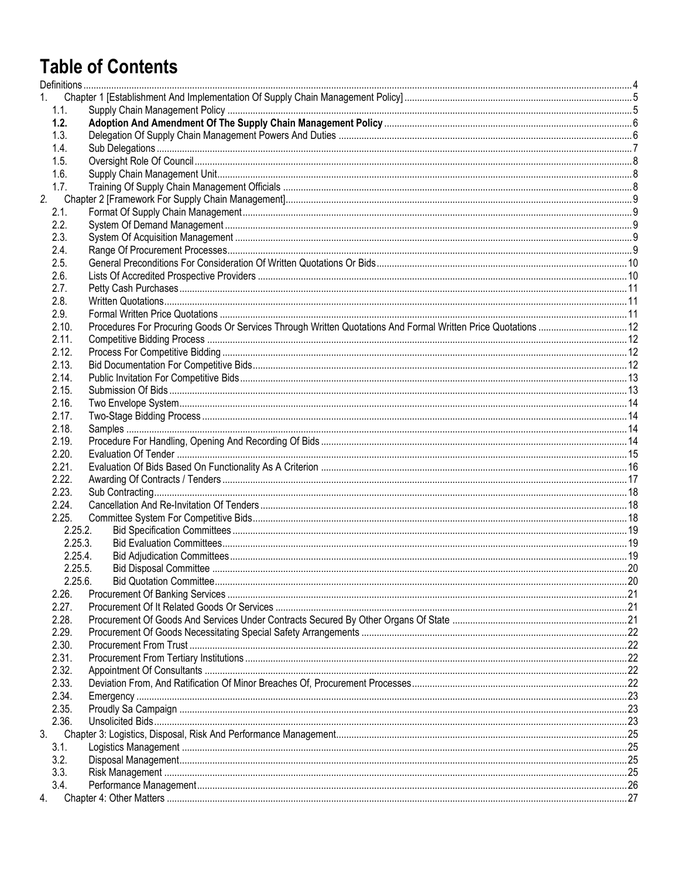# Table of Contents

Definitions ..... 4

1. Chapter 1 [Establishment And Implementation Of Supply Chain Management Policy] ..... 5
   - 1.1. Supply Chain Management Policy ..... 5
   - **1.2. Adoption And Amendment Of The Supply Chain Management Policy ..... 6**
   - 1.3. Delegation Of Supply Chain Management Powers And Duties ..... 6
   - 1.4. Sub Delegations ..... 7
   - 1.5. Oversight Role Of Council ..... 8
   - 1.6. Supply Chain Management Unit ..... 8
   - 1.7. Training Of Supply Chain Management Officials ..... 8
2. Chapter 2 [Framework For Supply Chain Management] ..... 9
   - 2.1. Format Of Supply Chain Management ..... 9
   - 2.2. System Of Demand Management ..... 9
   - 2.3. System Of Acquisition Management ..... 9
   - 2.4. Range Of Procurement Processes ..... 9
   - 2.5. General Preconditions For Consideration Of Written Quotations Or Bids ..... 10
   - 2.6. Lists Of Accredited Prospective Providers ..... 10
   - 2.7. Petty Cash Purchases ..... 11
   - 2.8. Written Quotations ..... 11
   - 2.9. Formal Written Price Quotations ..... 11
   - 2.10. Procedures For Procuring Goods Or Services Through Written Quotations And Formal Written Price Quotations ..... 12
   - 2.11. Competitive Bidding Process ..... 12
   - 2.12. Process For Competitive Bidding ..... 12
   - 2.13. Bid Documentation For Competitive Bids ..... 12
   - 2.14. Public Invitation For Competitive Bids ..... 13
   - 2.15. Submission Of Bids ..... 13
   - 2.16. Two Envelope System ..... 14
   - 2.17. Two-Stage Bidding Process ..... 14
   - 2.18. Samples ..... 14
   - 2.19. Procedure For Handling, Opening And Recording Of Bids ..... 14
   - 2.20. Evaluation Of Tender ..... 15
   - 2.21. Evaluation Of Bids Based On Functionality As A Criterion ..... 16
   - 2.22. Awarding Of Contracts / Tenders ..... 17
   - 2.23. Sub Contracting ..... 18
   - 2.24. Cancellation And Re-Invitation Of Tenders ..... 18
   - 2.25. Committee System For Competitive Bids ..... 18
     - 2.25.2. Bid Specification Committees ..... 19
     - 2.25.3. Bid Evaluation Committees ..... 19
     - 2.25.4. Bid Adjudication Committees ..... 19
     - 2.25.5. Bid Disposal Committee ..... 20
     - 2.25.6. Bid Quotation Committee ..... 20
   - 2.26. Procurement Of Banking Services ..... 21
   - 2.27. Procurement Of It Related Goods Or Services ..... 21
   - 2.28. Procurement Of Goods And Services Under Contracts Secured By Other Organs Of State ..... 21
   - 2.29. Procurement Of Goods Necessitating Special Safety Arrangements ..... 22
   - 2.30. Procurement From Trust ..... 22
   - 2.31. Procurement From Tertiary Institutions ..... 22
   - 2.32. Appointment Of Consultants ..... 22
   - 2.33. Deviation From, And Ratification Of Minor Breaches Of, Procurement Processes ..... 22
   - 2.34. Emergency ..... 23
   - 2.35. Proudly Sa Campaign ..... 23
   - 2.36. Unsolicited Bids ..... 23
3. Chapter 3: Logistics, Disposal, Risk And Performance Management ..... 25
   - 3.1. Logistics Management ..... 25
   - 3.2. Disposal Management ..... 25
   - 3.3. Risk Management ..... 25
   - 3.4. Performance Management ..... 26
4. Chapter 4: Other Matters ..... 27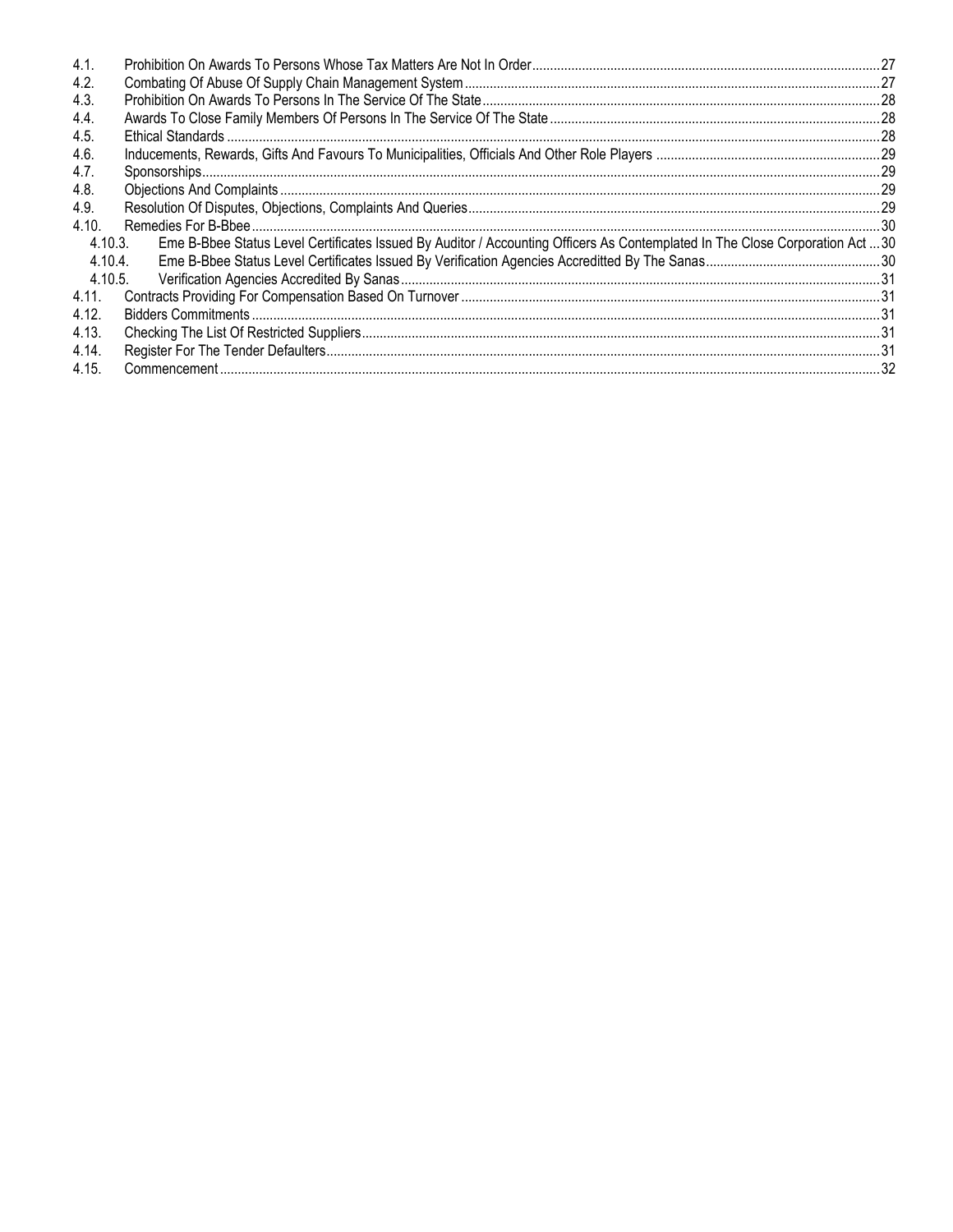4.1. Prohibition On Awards To Persons Whose Tax Matters Are Not In Order ..... 27
4.2. Combating Of Abuse Of Supply Chain Management System ..... 27
4.3. Prohibition On Awards To Persons In The Service Of The State ..... 28
4.4. Awards To Close Family Members Of Persons In The Service Of The State ..... 28
4.5. Ethical Standards ..... 28
4.6. Inducements, Rewards, Gifts And Favours To Municipalities, Officials And Other Role Players ..... 29
4.7. Sponsorships ..... 29
4.8. Objections And Complaints ..... 29
4.9. Resolution Of Disputes, Objections, Complaints And Queries ..... 29
4.10. Remedies For B-Bbee ..... 30
  4.10.3. Eme B-Bbee Status Level Certificates Issued By Auditor / Accounting Officers As Contemplated In The Close Corporation Act ..... 30
  4.10.4. Eme B-Bbee Status Level Certificates Issued By Verification Agencies Accreditted By The Sanas ..... 30
  4.10.5. Verification Agencies Accredited By Sanas ..... 31
4.11. Contracts Providing For Compensation Based On Turnover ..... 31
4.12. Bidders Commitments ..... 31
4.13. Checking The List Of Restricted Suppliers ..... 31
4.14. Register For The Tender Defaulters ..... 31
4.15. Commencement ..... 32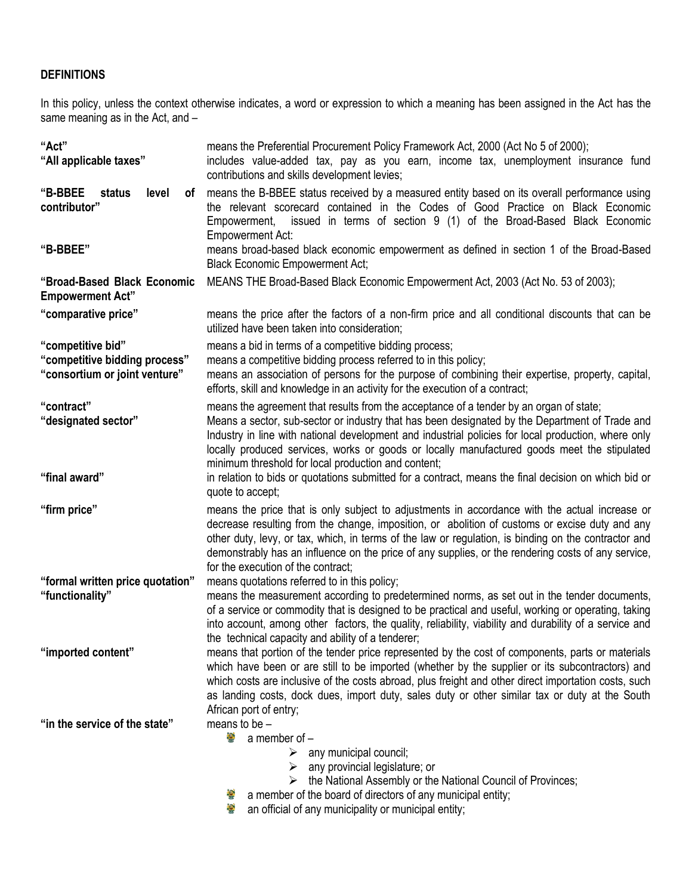## DEFINITIONS

In this policy, unless the context otherwise indicates, a word or expression to which a meaning has been assigned in the Act has the same meaning as in the Act, and –

**"Act"** means the Preferential Procurement Policy Framework Act, 2000 (Act No 5 of 2000);

**"All applicable taxes"** includes value-added tax, pay as you earn, income tax, unemployment insurance fund contributions and skills development levies;

**"B-BBEE status level of contributor"** means the B-BBEE status received by a measured entity based on its overall performance using the relevant scorecard contained in the Codes of Good Practice on Black Economic Empowerment, issued in terms of section 9 (1) of the Broad-Based Black Economic Empowerment Act:

**"B-BBEE"** means broad-based black economic empowerment as defined in section 1 of the Broad-Based Black Economic Empowerment Act;

**"Broad-Based Black Economic Empowerment Act"** MEANS THE Broad-Based Black Economic Empowerment Act, 2003 (Act No. 53 of 2003);

**"comparative price"** means the price after the factors of a non-firm price and all conditional discounts that can be utilized have been taken into consideration;

**"competitive bid"** means a bid in terms of a competitive bidding process;

**"competitive bidding process"** means a competitive bidding process referred to in this policy;

**"consortium or joint venture"** means an association of persons for the purpose of combining their expertise, property, capital, efforts, skill and knowledge in an activity for the execution of a contract;

**"contract"** means the agreement that results from the acceptance of a tender by an organ of state;

**"designated sector"** Means a sector, sub-sector or industry that has been designated by the Department of Trade and Industry in line with national development and industrial policies for local production, where only locally produced services, works or goods or locally manufactured goods meet the stipulated minimum threshold for local production and content;

**"final award"** in relation to bids or quotations submitted for a contract, means the final decision on which bid or quote to accept;

**"firm price"** means the price that is only subject to adjustments in accordance with the actual increase or decrease resulting from the change, imposition, or abolition of customs or excise duty and any other duty, levy, or tax, which, in terms of the law or regulation, is binding on the contractor and demonstrably has an influence on the price of any supplies, or the rendering costs of any service, for the execution of the contract;

**"formal written price quotation"** means quotations referred to in this policy;

**"functionality"** means the measurement according to predetermined norms, as set out in the tender documents, of a service or commodity that is designed to be practical and useful, working or operating, taking into account, among other factors, the quality, reliability, viability and durability of a service and the technical capacity and ability of a tenderer;

**"imported content"** means that portion of the tender price represented by the cost of components, parts or materials which have been or are still to be imported (whether by the supplier or its subcontractors) and which costs are inclusive of the costs abroad, plus freight and other direct importation costs, such as landing costs, dock dues, import duty, sales duty or other similar tax or duty at the South African port of entry;

**"in the service of the state"** means to be –

- a member of –
  - any municipal council;
  - any provincial legislature; or
  - the National Assembly or the National Council of Provinces;
- a member of the board of directors of any municipal entity;
- an official of any municipality or municipal entity;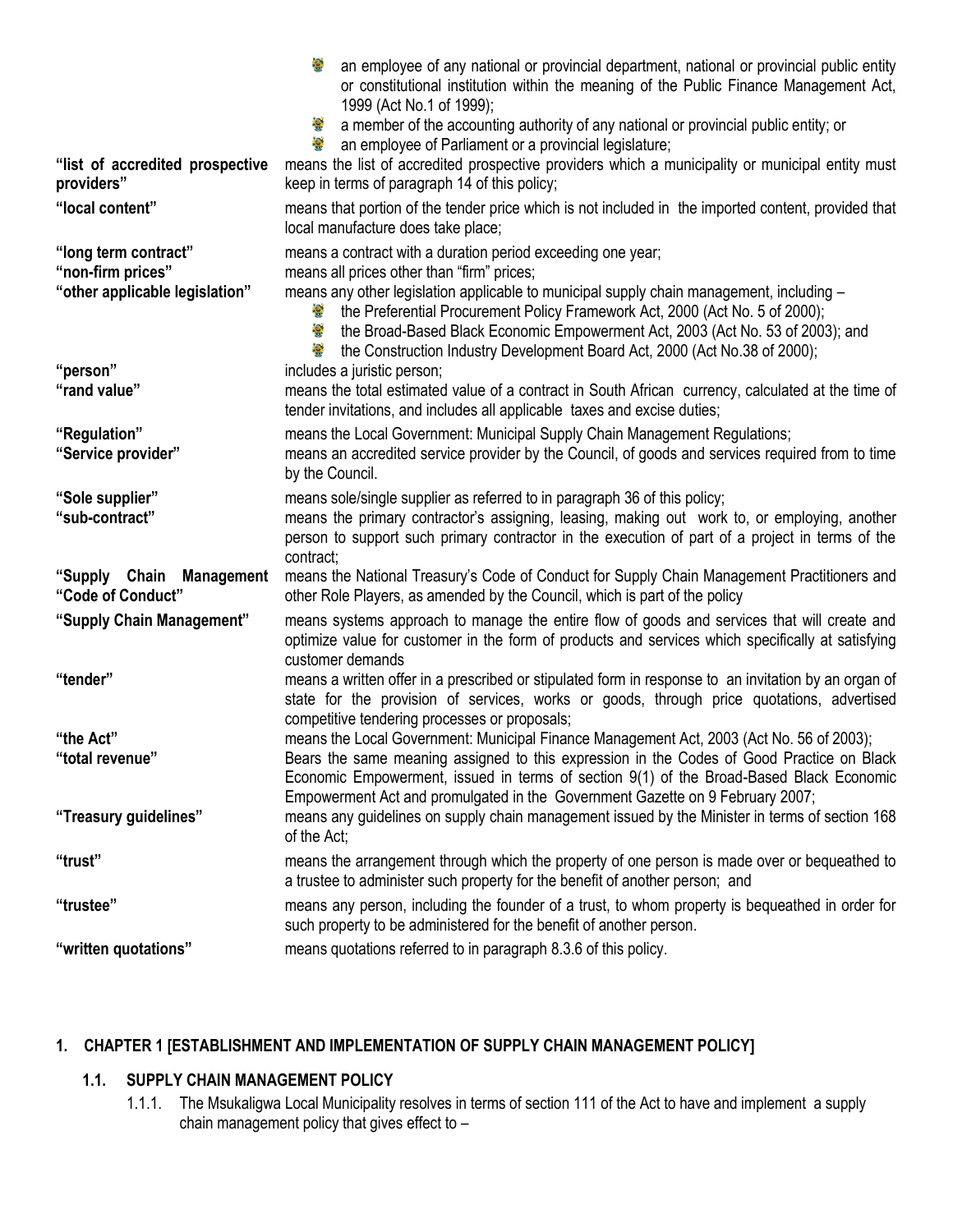- an employee of any national or provincial department, national or provincial public entity or constitutional institution within the meaning of the Public Finance Management Act, 1999 (Act No.1 of 1999);
- a member of the accounting authority of any national or provincial public entity; or
- an employee of Parliament or a provincial legislature;

**"list of accredited prospective providers"** means the list of accredited prospective providers which a municipality or municipal entity must keep in terms of paragraph 14 of this policy;

**"local content"** means that portion of the tender price which is not included in the imported content, provided that local manufacture does take place;

**"long term contract"** means a contract with a duration period exceeding one year;

**"non-firm prices"** means all prices other than "firm" prices;

**"other applicable legislation"** means any other legislation applicable to municipal supply chain management, including –

- the Preferential Procurement Policy Framework Act, 2000 (Act No. 5 of 2000);
- the Broad-Based Black Economic Empowerment Act, 2003 (Act No. 53 of 2003); and
- the Construction Industry Development Board Act, 2000 (Act No.38 of 2000);

**"person"** includes a juristic person;

**"rand value"** means the total estimated value of a contract in South African currency, calculated at the time of tender invitations, and includes all applicable taxes and excise duties;

**"Regulation"** means the Local Government: Municipal Supply Chain Management Regulations;

**"Service provider"** means an accredited service provider by the Council, of goods and services required from to time by the Council.

**"Sole supplier"** means sole/single supplier as referred to in paragraph 36 of this policy;

**"sub-contract"** means the primary contractor's assigning, leasing, making out work to, or employing, another person to support such primary contractor in the execution of part of a project in terms of the contract;

**"Supply Chain Management "Code of Conduct"** means the National Treasury's Code of Conduct for Supply Chain Management Practitioners and other Role Players, as amended by the Council, which is part of the policy

**"Supply Chain Management"** means systems approach to manage the entire flow of goods and services that will create and optimize value for customer in the form of products and services which specifically at satisfying customer demands

**"tender"** means a written offer in a prescribed or stipulated form in response to an invitation by an organ of state for the provision of services, works or goods, through price quotations, advertised competitive tendering processes or proposals;

**"the Act"** means the Local Government: Municipal Finance Management Act, 2003 (Act No. 56 of 2003);

**"total revenue"** Bears the same meaning assigned to this expression in the Codes of Good Practice on Black Economic Empowerment, issued in terms of section 9(1) of the Broad-Based Black Economic Empowerment Act and promulgated in the Government Gazette on 9 February 2007;

**"Treasury guidelines"** means any guidelines on supply chain management issued by the Minister in terms of section 168 of the Act;

**"trust"** means the arrangement through which the property of one person is made over or bequeathed to a trustee to administer such property for the benefit of another person; and

**"trustee"** means any person, including the founder of a trust, to whom property is bequeathed in order for such property to be administered for the benefit of another person.

**"written quotations"** means quotations referred to in paragraph 8.3.6 of this policy.

# 1. CHAPTER 1 [ESTABLISHMENT AND IMPLEMENTATION OF SUPPLY CHAIN MANAGEMENT POLICY]

## 1.1. SUPPLY CHAIN MANAGEMENT POLICY

1.1.1. The Msukaligwa Local Municipality resolves in terms of section 111 of the Act to have and implement a supply chain management policy that gives effect to –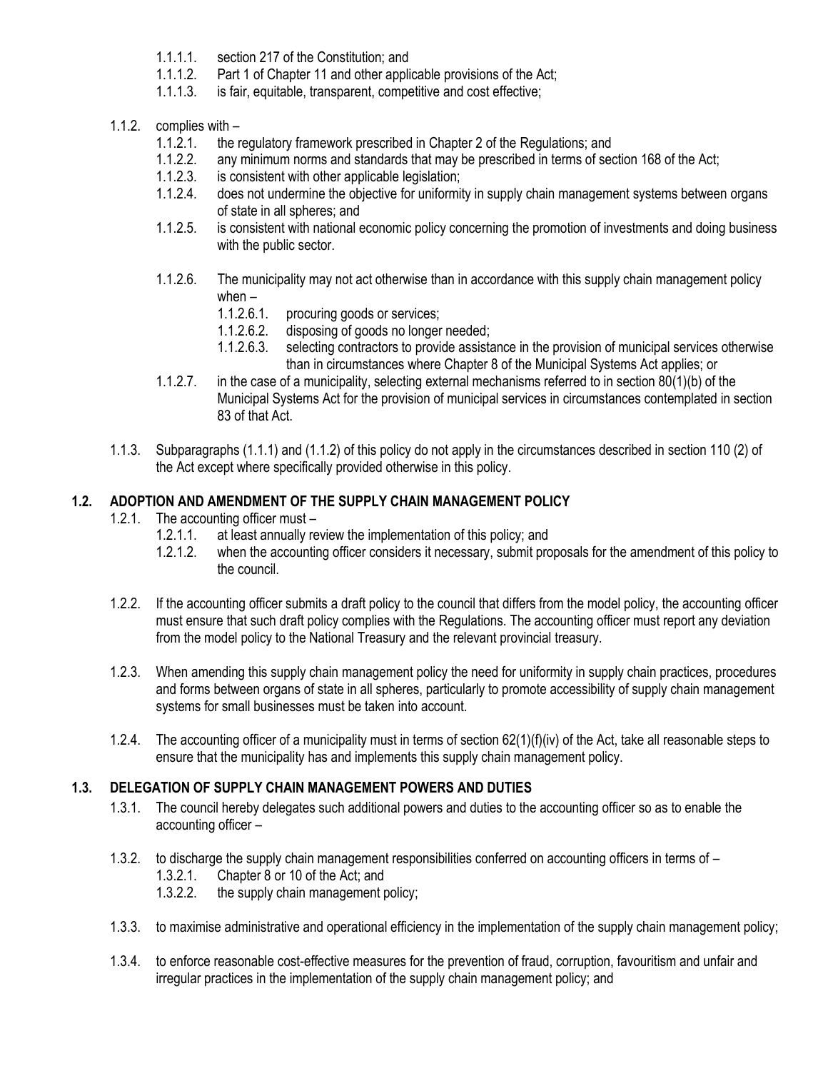- 1.1.1.1. section 217 of the Constitution; and
- 1.1.1.2. Part 1 of Chapter 11 and other applicable provisions of the Act;
- 1.1.1.3. is fair, equitable, transparent, competitive and cost effective;

1.1.2. complies with –

- 1.1.2.1. the regulatory framework prescribed in Chapter 2 of the Regulations; and
- 1.1.2.2. any minimum norms and standards that may be prescribed in terms of section 168 of the Act;
- 1.1.2.3. is consistent with other applicable legislation;
- 1.1.2.4. does not undermine the objective for uniformity in supply chain management systems between organs of state in all spheres; and
- 1.1.2.5. is consistent with national economic policy concerning the promotion of investments and doing business with the public sector.

1.1.2.6. The municipality may not act otherwise than in accordance with this supply chain management policy when –

- 1.1.2.6.1. procuring goods or services;
- 1.1.2.6.2. disposing of goods no longer needed;
- 1.1.2.6.3. selecting contractors to provide assistance in the provision of municipal services otherwise than in circumstances where Chapter 8 of the Municipal Systems Act applies; or

1.1.2.7. in the case of a municipality, selecting external mechanisms referred to in section 80(1)(b) of the Municipal Systems Act for the provision of municipal services in circumstances contemplated in section 83 of that Act.

1.1.3. Subparagraphs (1.1.1) and (1.1.2) of this policy do not apply in the circumstances described in section 110 (2) of the Act except where specifically provided otherwise in this policy.

## 1.2. ADOPTION AND AMENDMENT OF THE SUPPLY CHAIN MANAGEMENT POLICY

1.2.1. The accounting officer must –

- 1.2.1.1. at least annually review the implementation of this policy; and
- 1.2.1.2. when the accounting officer considers it necessary, submit proposals for the amendment of this policy to the council.

1.2.2. If the accounting officer submits a draft policy to the council that differs from the model policy, the accounting officer must ensure that such draft policy complies with the Regulations. The accounting officer must report any deviation from the model policy to the National Treasury and the relevant provincial treasury.

1.2.3. When amending this supply chain management policy the need for uniformity in supply chain practices, procedures and forms between organs of state in all spheres, particularly to promote accessibility of supply chain management systems for small businesses must be taken into account.

1.2.4. The accounting officer of a municipality must in terms of section 62(1)(f)(iv) of the Act, take all reasonable steps to ensure that the municipality has and implements this supply chain management policy.

## 1.3. DELEGATION OF SUPPLY CHAIN MANAGEMENT POWERS AND DUTIES

1.3.1. The council hereby delegates such additional powers and duties to the accounting officer so as to enable the accounting officer –

1.3.2. to discharge the supply chain management responsibilities conferred on accounting officers in terms of –

- 1.3.2.1. Chapter 8 or 10 of the Act; and
- 1.3.2.2. the supply chain management policy;

1.3.3. to maximise administrative and operational efficiency in the implementation of the supply chain management policy;

1.3.4. to enforce reasonable cost-effective measures for the prevention of fraud, corruption, favouritism and unfair and irregular practices in the implementation of the supply chain management policy; and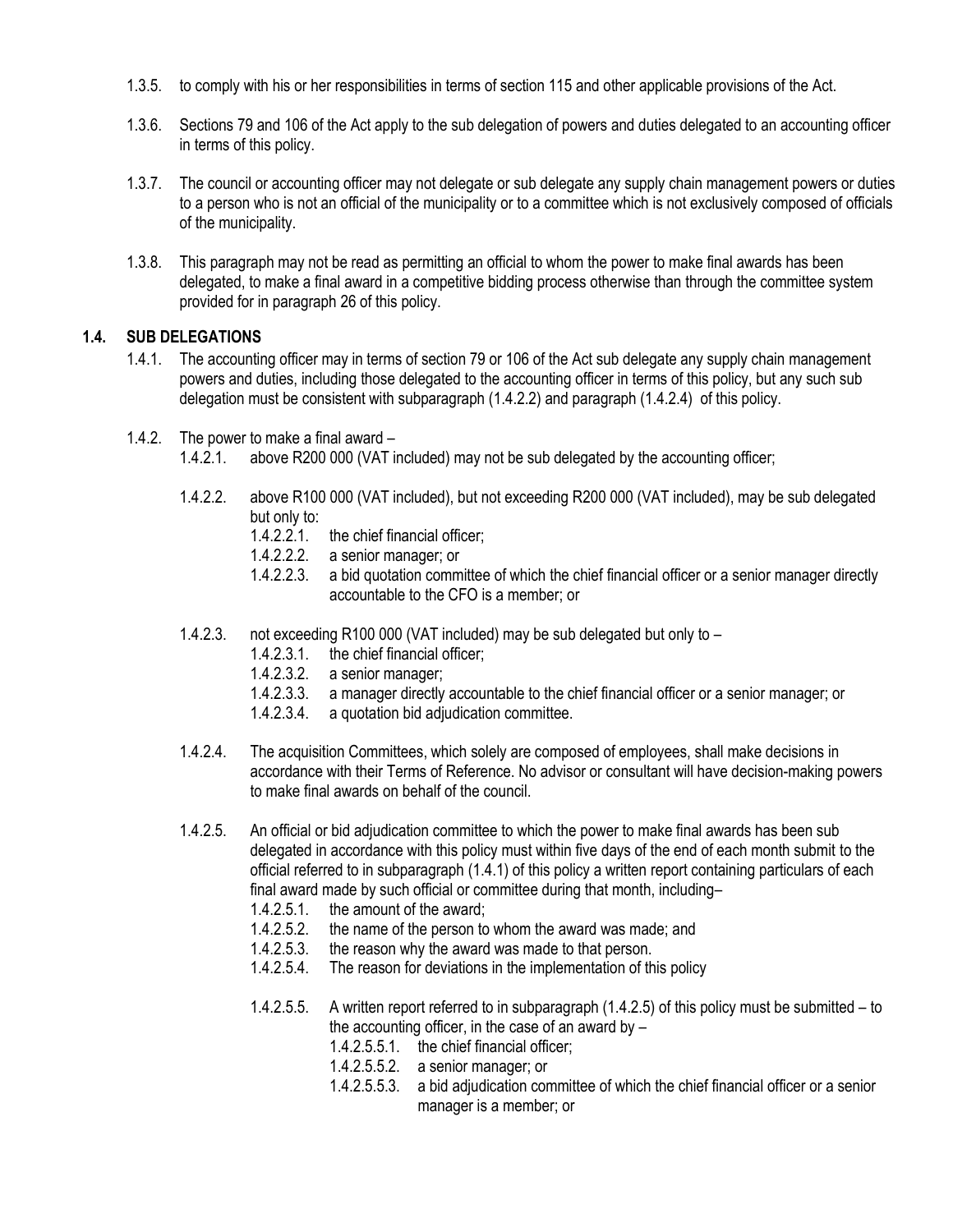1.3.5. to comply with his or her responsibilities in terms of section 115 and other applicable provisions of the Act.

1.3.6. Sections 79 and 106 of the Act apply to the sub delegation of powers and duties delegated to an accounting officer in terms of this policy.

1.3.7. The council or accounting officer may not delegate or sub delegate any supply chain management powers or duties to a person who is not an official of the municipality or to a committee which is not exclusively composed of officials of the municipality.

1.3.8. This paragraph may not be read as permitting an official to whom the power to make final awards has been delegated, to make a final award in a competitive bidding process otherwise than through the committee system provided for in paragraph 26 of this policy.

### 1.4. SUB DELEGATIONS

1.4.1. The accounting officer may in terms of section 79 or 106 of the Act sub delegate any supply chain management powers and duties, including those delegated to the accounting officer in terms of this policy, but any such sub delegation must be consistent with subparagraph (1.4.2.2) and paragraph (1.4.2.4) of this policy.

1.4.2. The power to make a final award –

1.4.2.1. above R200 000 (VAT included) may not be sub delegated by the accounting officer;

1.4.2.2. above R100 000 (VAT included), but not exceeding R200 000 (VAT included), may be sub delegated but only to:

1.4.2.2.1. the chief financial officer;
1.4.2.2.2. a senior manager; or
1.4.2.2.3. a bid quotation committee of which the chief financial officer or a senior manager directly accountable to the CFO is a member; or

1.4.2.3. not exceeding R100 000 (VAT included) may be sub delegated but only to –

1.4.2.3.1. the chief financial officer;
1.4.2.3.2. a senior manager;
1.4.2.3.3. a manager directly accountable to the chief financial officer or a senior manager; or
1.4.2.3.4. a quotation bid adjudication committee.

1.4.2.4. The acquisition Committees, which solely are composed of employees, shall make decisions in accordance with their Terms of Reference. No advisor or consultant will have decision-making powers to make final awards on behalf of the council.

1.4.2.5. An official or bid adjudication committee to which the power to make final awards has been sub delegated in accordance with this policy must within five days of the end of each month submit to the official referred to in subparagraph (1.4.1) of this policy a written report containing particulars of each final award made by such official or committee during that month, including–

1.4.2.5.1. the amount of the award;
1.4.2.5.2. the name of the person to whom the award was made; and
1.4.2.5.3. the reason why the award was made to that person.
1.4.2.5.4. The reason for deviations in the implementation of this policy

1.4.2.5.5. A written report referred to in subparagraph (1.4.2.5) of this policy must be submitted – to the accounting officer, in the case of an award by –

1.4.2.5.5.1. the chief financial officer;
1.4.2.5.5.2. a senior manager; or
1.4.2.5.5.3. a bid adjudication committee of which the chief financial officer or a senior manager is a member; or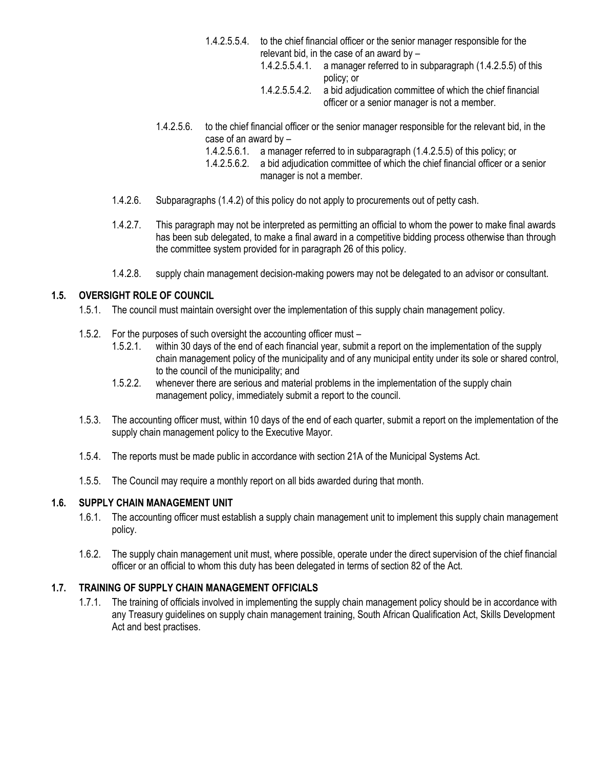- 1.4.2.5.5.4. to the chief financial officer or the senior manager responsible for the relevant bid, in the case of an award by –
  - 1.4.2.5.5.4.1. a manager referred to in subparagraph (1.4.2.5.5) of this policy; or
  - 1.4.2.5.5.4.2. a bid adjudication committee of which the chief financial officer or a senior manager is not a member.

- 1.4.2.5.6. to the chief financial officer or the senior manager responsible for the relevant bid, in the case of an award by –
  - 1.4.2.5.6.1. a manager referred to in subparagraph (1.4.2.5.5) of this policy; or
  - 1.4.2.5.6.2. a bid adjudication committee of which the chief financial officer or a senior manager is not a member.

1.4.2.6. Subparagraphs (1.4.2) of this policy do not apply to procurements out of petty cash.

1.4.2.7. This paragraph may not be interpreted as permitting an official to whom the power to make final awards has been sub delegated, to make a final award in a competitive bidding process otherwise than through the committee system provided for in paragraph 26 of this policy.

1.4.2.8. supply chain management decision-making powers may not be delegated to an advisor or consultant.

### 1.5. OVERSIGHT ROLE OF COUNCIL

1.5.1. The council must maintain oversight over the implementation of this supply chain management policy.

1.5.2. For the purposes of such oversight the accounting officer must –
- 1.5.2.1. within 30 days of the end of each financial year, submit a report on the implementation of the supply chain management policy of the municipality and of any municipal entity under its sole or shared control, to the council of the municipality; and
- 1.5.2.2. whenever there are serious and material problems in the implementation of the supply chain management policy, immediately submit a report to the council.

1.5.3. The accounting officer must, within 10 days of the end of each quarter, submit a report on the implementation of the supply chain management policy to the Executive Mayor.

1.5.4. The reports must be made public in accordance with section 21A of the Municipal Systems Act.

1.5.5. The Council may require a monthly report on all bids awarded during that month.

### 1.6. SUPPLY CHAIN MANAGEMENT UNIT

1.6.1. The accounting officer must establish a supply chain management unit to implement this supply chain management policy.

1.6.2. The supply chain management unit must, where possible, operate under the direct supervision of the chief financial officer or an official to whom this duty has been delegated in terms of section 82 of the Act.

### 1.7. TRAINING OF SUPPLY CHAIN MANAGEMENT OFFICIALS

1.7.1. The training of officials involved in implementing the supply chain management policy should be in accordance with any Treasury guidelines on supply chain management training, South African Qualification Act, Skills Development Act and best practises.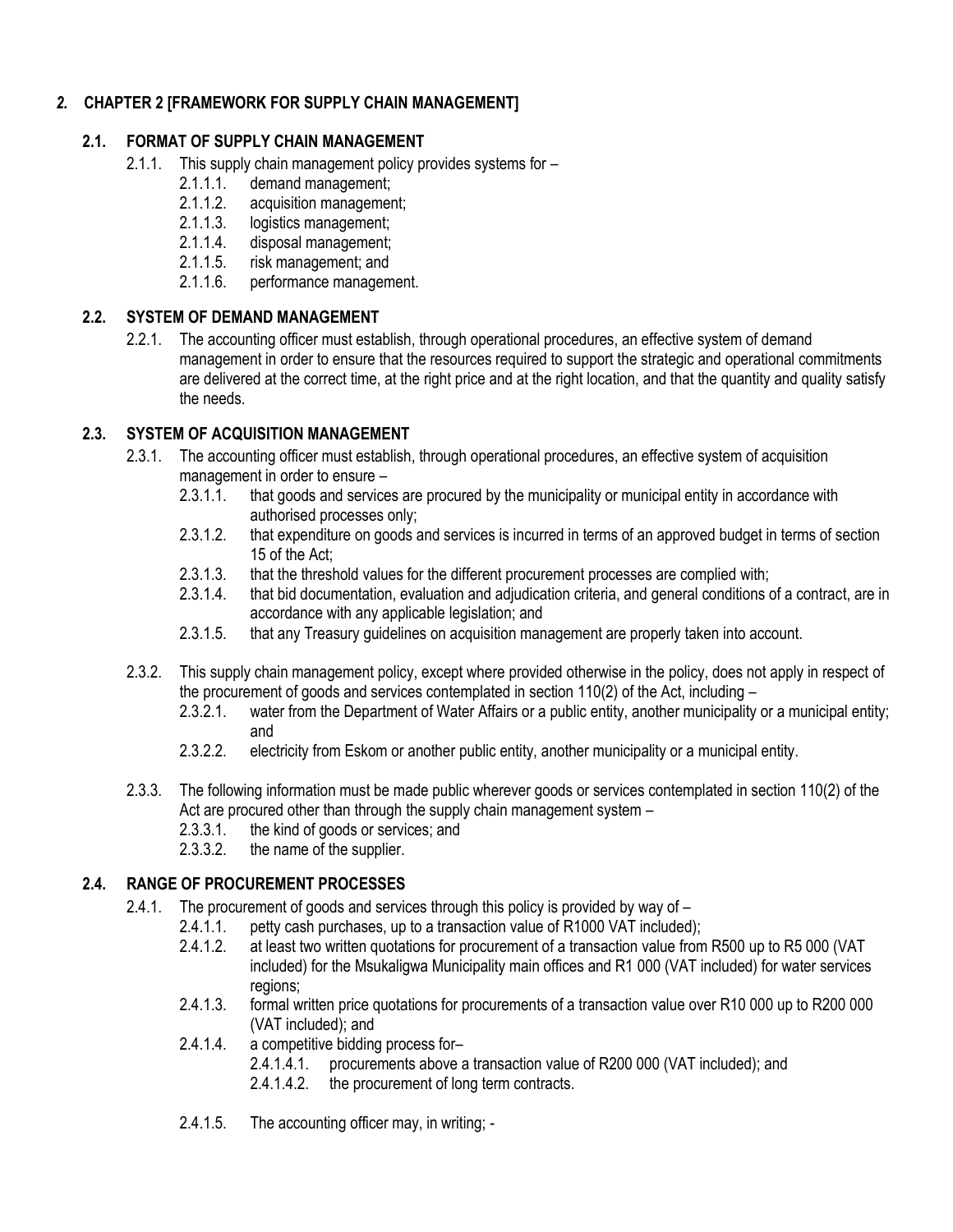## *2.* CHAPTER 2 [FRAMEWORK FOR SUPPLY CHAIN MANAGEMENT]

### 2.1. FORMAT OF SUPPLY CHAIN MANAGEMENT

2.1.1. This supply chain management policy provides systems for –

- 2.1.1.1. demand management;
- 2.1.1.2. acquisition management;
- 2.1.1.3. logistics management;
- 2.1.1.4. disposal management;
- 2.1.1.5. risk management; and
- 2.1.1.6. performance management.

### 2.2. SYSTEM OF DEMAND MANAGEMENT

2.2.1. The accounting officer must establish, through operational procedures, an effective system of demand management in order to ensure that the resources required to support the strategic and operational commitments are delivered at the correct time, at the right price and at the right location, and that the quantity and quality satisfy the needs.

### 2.3. SYSTEM OF ACQUISITION MANAGEMENT

2.3.1. The accounting officer must establish, through operational procedures, an effective system of acquisition management in order to ensure –

- 2.3.1.1. that goods and services are procured by the municipality or municipal entity in accordance with authorised processes only;
- 2.3.1.2. that expenditure on goods and services is incurred in terms of an approved budget in terms of section 15 of the Act;
- 2.3.1.3. that the threshold values for the different procurement processes are complied with;
- 2.3.1.4. that bid documentation, evaluation and adjudication criteria, and general conditions of a contract, are in accordance with any applicable legislation; and
- 2.3.1.5. that any Treasury guidelines on acquisition management are properly taken into account.

2.3.2. This supply chain management policy, except where provided otherwise in the policy, does not apply in respect of the procurement of goods and services contemplated in section 110(2) of the Act, including –

- 2.3.2.1. water from the Department of Water Affairs or a public entity, another municipality or a municipal entity; and
- 2.3.2.2. electricity from Eskom or another public entity, another municipality or a municipal entity.

2.3.3. The following information must be made public wherever goods or services contemplated in section 110(2) of the Act are procured other than through the supply chain management system –

- 2.3.3.1. the kind of goods or services; and
- 2.3.3.2. the name of the supplier.

### 2.4. RANGE OF PROCUREMENT PROCESSES

2.4.1. The procurement of goods and services through this policy is provided by way of –

- 2.4.1.1. petty cash purchases, up to a transaction value of R1000 VAT included);
- 2.4.1.2. at least two written quotations for procurement of a transaction value from R500 up to R5 000 (VAT included) for the Msukaligwa Municipality main offices and R1 000 (VAT included) for water services regions;
- 2.4.1.3. formal written price quotations for procurements of a transaction value over R10 000 up to R200 000 (VAT included); and
- 2.4.1.4. a competitive bidding process for–
  - 2.4.1.4.1. procurements above a transaction value of R200 000 (VAT included); and
  - 2.4.1.4.2. the procurement of long term contracts.

- 2.4.1.5. The accounting officer may, in writing; -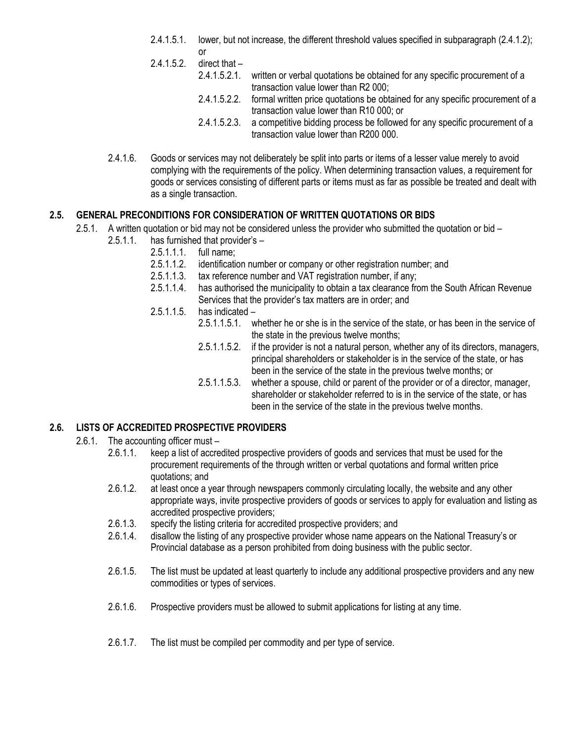2.4.1.5.1. lower, but not increase, the different threshold values specified in subparagraph (2.4.1.2); or

2.4.1.5.2. direct that –

2.4.1.5.2.1. written or verbal quotations be obtained for any specific procurement of a transaction value lower than R2 000;

2.4.1.5.2.2. formal written price quotations be obtained for any specific procurement of a transaction value lower than R10 000; or

2.4.1.5.2.3. a competitive bidding process be followed for any specific procurement of a transaction value lower than R200 000.

2.4.1.6. Goods or services may not deliberately be split into parts or items of a lesser value merely to avoid complying with the requirements of the policy. When determining transaction values, a requirement for goods or services consisting of different parts or items must as far as possible be treated and dealt with as a single transaction.

## 2.5. GENERAL PRECONDITIONS FOR CONSIDERATION OF WRITTEN QUOTATIONS OR BIDS

2.5.1. A written quotation or bid may not be considered unless the provider who submitted the quotation or bid –

2.5.1.1. has furnished that provider's –

2.5.1.1.1. full name;

2.5.1.1.2. identification number or company or other registration number; and

2.5.1.1.3. tax reference number and VAT registration number, if any;

2.5.1.1.4. has authorised the municipality to obtain a tax clearance from the South African Revenue Services that the provider's tax matters are in order; and

2.5.1.1.5. has indicated –

2.5.1.1.5.1. whether he or she is in the service of the state, or has been in the service of the state in the previous twelve months;

2.5.1.1.5.2. if the provider is not a natural person, whether any of its directors, managers, principal shareholders or stakeholder is in the service of the state, or has been in the service of the state in the previous twelve months; or

2.5.1.1.5.3. whether a spouse, child or parent of the provider or of a director, manager, shareholder or stakeholder referred to is in the service of the state, or has been in the service of the state in the previous twelve months.

## 2.6. LISTS OF ACCREDITED PROSPECTIVE PROVIDERS

2.6.1. The accounting officer must –

2.6.1.1. keep a list of accredited prospective providers of goods and services that must be used for the procurement requirements of the through written or verbal quotations and formal written price quotations; and

2.6.1.2. at least once a year through newspapers commonly circulating locally, the website and any other appropriate ways, invite prospective providers of goods or services to apply for evaluation and listing as accredited prospective providers;

2.6.1.3. specify the listing criteria for accredited prospective providers; and

2.6.1.4. disallow the listing of any prospective provider whose name appears on the National Treasury's or Provincial database as a person prohibited from doing business with the public sector.

2.6.1.5. The list must be updated at least quarterly to include any additional prospective providers and any new commodities or types of services.

2.6.1.6. Prospective providers must be allowed to submit applications for listing at any time.

2.6.1.7. The list must be compiled per commodity and per type of service.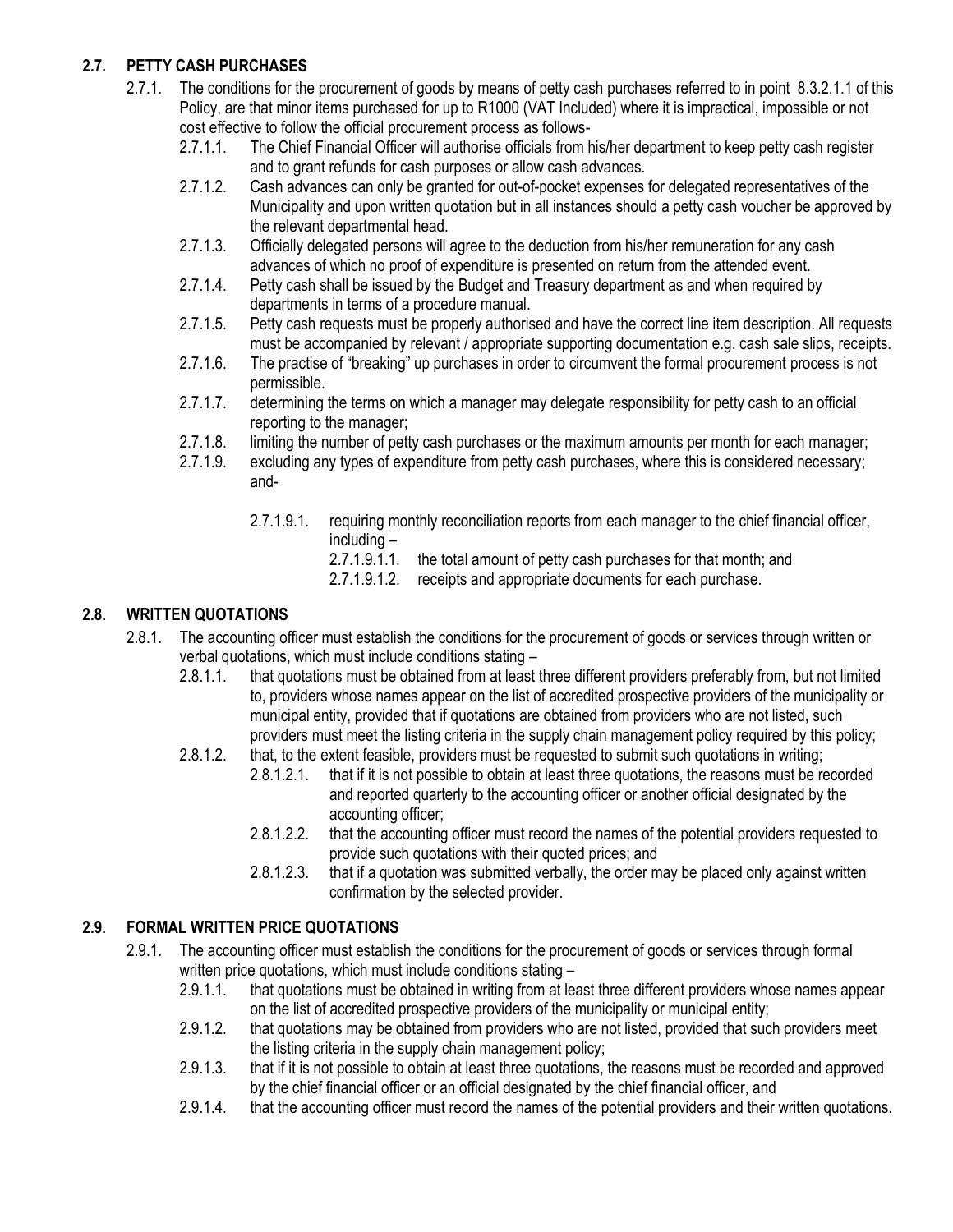### 2.7. PETTY CASH PURCHASES

2.7.1. The conditions for the procurement of goods by means of petty cash purchases referred to in point 8.3.2.1.1 of this Policy, are that minor items purchased for up to R1000 (VAT Included) where it is impractical, impossible or not cost effective to follow the official procurement process as follows-

- 2.7.1.1. The Chief Financial Officer will authorise officials from his/her department to keep petty cash register and to grant refunds for cash purposes or allow cash advances.
- 2.7.1.2. Cash advances can only be granted for out-of-pocket expenses for delegated representatives of the Municipality and upon written quotation but in all instances should a petty cash voucher be approved by the relevant departmental head.
- 2.7.1.3. Officially delegated persons will agree to the deduction from his/her remuneration for any cash advances of which no proof of expenditure is presented on return from the attended event.
- 2.7.1.4. Petty cash shall be issued by the Budget and Treasury department as and when required by departments in terms of a procedure manual.
- 2.7.1.5. Petty cash requests must be properly authorised and have the correct line item description. All requests must be accompanied by relevant / appropriate supporting documentation e.g. cash sale slips, receipts.
- 2.7.1.6. The practise of "breaking" up purchases in order to circumvent the formal procurement process is not permissible.
- 2.7.1.7. determining the terms on which a manager may delegate responsibility for petty cash to an official reporting to the manager;
- 2.7.1.8. limiting the number of petty cash purchases or the maximum amounts per month for each manager;
- 2.7.1.9. excluding any types of expenditure from petty cash purchases, where this is considered necessary; and-
  - 2.7.1.9.1. requiring monthly reconciliation reports from each manager to the chief financial officer, including –
    - 2.7.1.9.1.1. the total amount of petty cash purchases for that month; and
    - 2.7.1.9.1.2. receipts and appropriate documents for each purchase.

### 2.8. WRITTEN QUOTATIONS

2.8.1. The accounting officer must establish the conditions for the procurement of goods or services through written or verbal quotations, which must include conditions stating –

- 2.8.1.1. that quotations must be obtained from at least three different providers preferably from, but not limited to, providers whose names appear on the list of accredited prospective providers of the municipality or municipal entity, provided that if quotations are obtained from providers who are not listed, such providers must meet the listing criteria in the supply chain management policy required by this policy;
- 2.8.1.2. that, to the extent feasible, providers must be requested to submit such quotations in writing;
  - 2.8.1.2.1. that if it is not possible to obtain at least three quotations, the reasons must be recorded and reported quarterly to the accounting officer or another official designated by the accounting officer;
  - 2.8.1.2.2. that the accounting officer must record the names of the potential providers requested to provide such quotations with their quoted prices; and
  - 2.8.1.2.3. that if a quotation was submitted verbally, the order may be placed only against written confirmation by the selected provider.

### 2.9. FORMAL WRITTEN PRICE QUOTATIONS

2.9.1. The accounting officer must establish the conditions for the procurement of goods or services through formal written price quotations, which must include conditions stating –

- 2.9.1.1. that quotations must be obtained in writing from at least three different providers whose names appear on the list of accredited prospective providers of the municipality or municipal entity;
- 2.9.1.2. that quotations may be obtained from providers who are not listed, provided that such providers meet the listing criteria in the supply chain management policy;
- 2.9.1.3. that if it is not possible to obtain at least three quotations, the reasons must be recorded and approved by the chief financial officer or an official designated by the chief financial officer, and
- 2.9.1.4. that the accounting officer must record the names of the potential providers and their written quotations.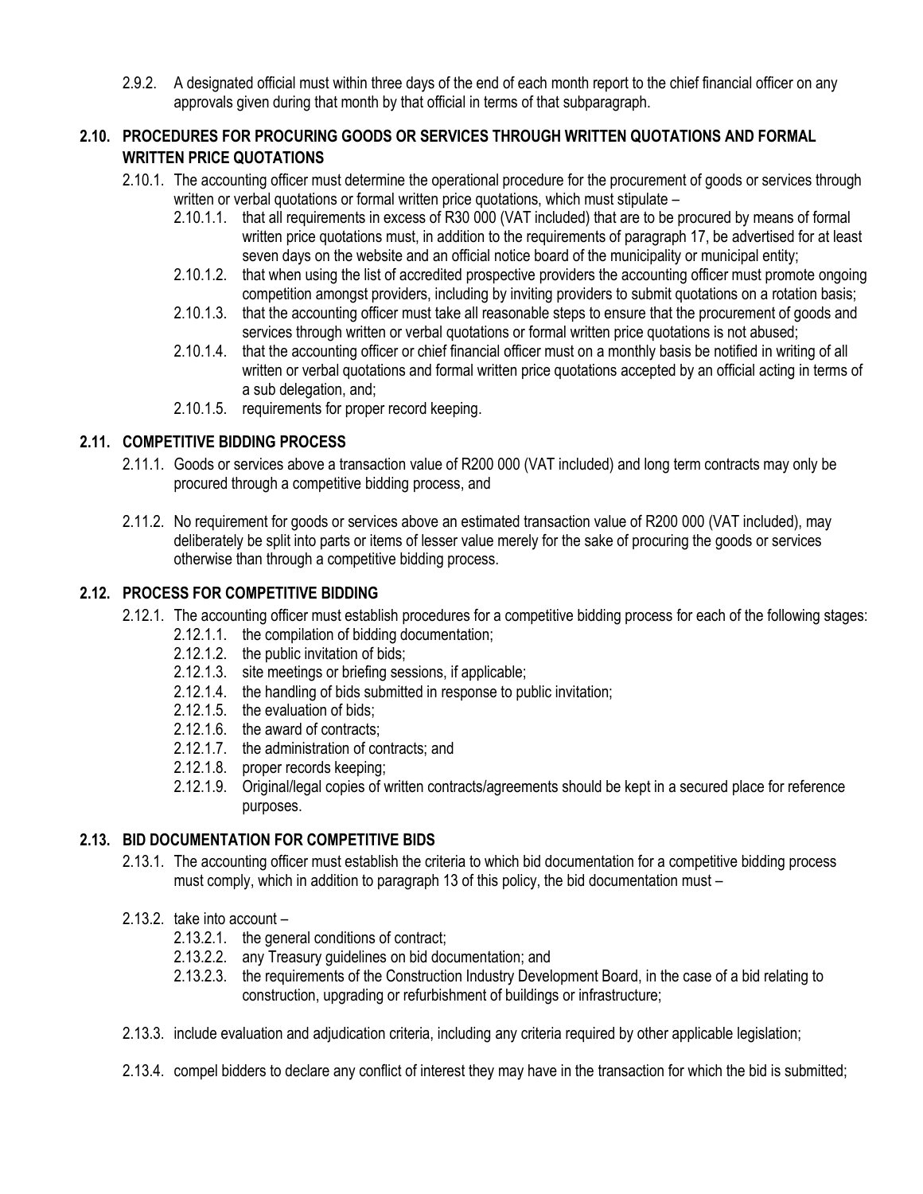2.9.2. A designated official must within three days of the end of each month report to the chief financial officer on any approvals given during that month by that official in terms of that subparagraph.

## 2.10. PROCEDURES FOR PROCURING GOODS OR SERVICES THROUGH WRITTEN QUOTATIONS AND FORMAL WRITTEN PRICE QUOTATIONS

2.10.1. The accounting officer must determine the operational procedure for the procurement of goods or services through written or verbal quotations or formal written price quotations, which must stipulate –

- 2.10.1.1. that all requirements in excess of R30 000 (VAT included) that are to be procured by means of formal written price quotations must, in addition to the requirements of paragraph 17, be advertised for at least seven days on the website and an official notice board of the municipality or municipal entity;
- 2.10.1.2. that when using the list of accredited prospective providers the accounting officer must promote ongoing competition amongst providers, including by inviting providers to submit quotations on a rotation basis;
- 2.10.1.3. that the accounting officer must take all reasonable steps to ensure that the procurement of goods and services through written or verbal quotations or formal written price quotations is not abused;
- 2.10.1.4. that the accounting officer or chief financial officer must on a monthly basis be notified in writing of all written or verbal quotations and formal written price quotations accepted by an official acting in terms of a sub delegation, and;
- 2.10.1.5. requirements for proper record keeping.

## 2.11. COMPETITIVE BIDDING PROCESS

2.11.1. Goods or services above a transaction value of R200 000 (VAT included) and long term contracts may only be procured through a competitive bidding process, and

2.11.2. No requirement for goods or services above an estimated transaction value of R200 000 (VAT included), may deliberately be split into parts or items of lesser value merely for the sake of procuring the goods or services otherwise than through a competitive bidding process.

## 2.12. PROCESS FOR COMPETITIVE BIDDING

2.12.1. The accounting officer must establish procedures for a competitive bidding process for each of the following stages:

- 2.12.1.1. the compilation of bidding documentation;
- 2.12.1.2. the public invitation of bids;
- 2.12.1.3. site meetings or briefing sessions, if applicable;
- 2.12.1.4. the handling of bids submitted in response to public invitation;
- 2.12.1.5. the evaluation of bids;
- 2.12.1.6. the award of contracts;
- 2.12.1.7. the administration of contracts; and
- 2.12.1.8. proper records keeping;
- 2.12.1.9. Original/legal copies of written contracts/agreements should be kept in a secured place for reference purposes.

## 2.13. BID DOCUMENTATION FOR COMPETITIVE BIDS

2.13.1. The accounting officer must establish the criteria to which bid documentation for a competitive bidding process must comply, which in addition to paragraph 13 of this policy, the bid documentation must –

2.13.2. take into account –

- 2.13.2.1. the general conditions of contract;
- 2.13.2.2. any Treasury guidelines on bid documentation; and
- 2.13.2.3. the requirements of the Construction Industry Development Board, in the case of a bid relating to construction, upgrading or refurbishment of buildings or infrastructure;

2.13.3. include evaluation and adjudication criteria, including any criteria required by other applicable legislation;

2.13.4. compel bidders to declare any conflict of interest they may have in the transaction for which the bid is submitted;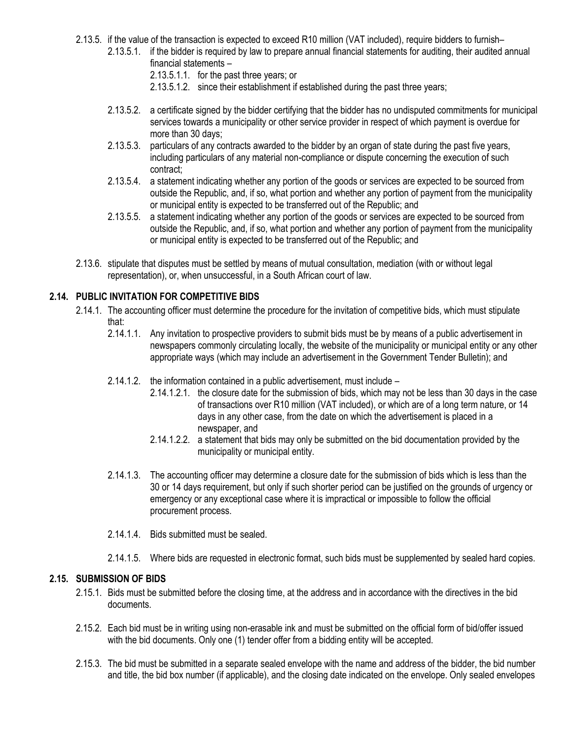2.13.5. if the value of the transaction is expected to exceed R10 million (VAT included), require bidders to furnish–

2.13.5.1. if the bidder is required by law to prepare annual financial statements for auditing, their audited annual financial statements –

2.13.5.1.1. for the past three years; or

2.13.5.1.2. since their establishment if established during the past three years;

2.13.5.2. a certificate signed by the bidder certifying that the bidder has no undisputed commitments for municipal services towards a municipality or other service provider in respect of which payment is overdue for more than 30 days;

2.13.5.3. particulars of any contracts awarded to the bidder by an organ of state during the past five years, including particulars of any material non-compliance or dispute concerning the execution of such contract;

2.13.5.4. a statement indicating whether any portion of the goods or services are expected to be sourced from outside the Republic, and, if so, what portion and whether any portion of payment from the municipality or municipal entity is expected to be transferred out of the Republic; and

2.13.5.5. a statement indicating whether any portion of the goods or services are expected to be sourced from outside the Republic, and, if so, what portion and whether any portion of payment from the municipality or municipal entity is expected to be transferred out of the Republic; and

2.13.6. stipulate that disputes must be settled by means of mutual consultation, mediation (with or without legal representation), or, when unsuccessful, in a South African court of law.

### 2.14. PUBLIC INVITATION FOR COMPETITIVE BIDS

2.14.1. The accounting officer must determine the procedure for the invitation of competitive bids, which must stipulate that:

2.14.1.1. Any invitation to prospective providers to submit bids must be by means of a public advertisement in newspapers commonly circulating locally, the website of the municipality or municipal entity or any other appropriate ways (which may include an advertisement in the Government Tender Bulletin); and

2.14.1.2. the information contained in a public advertisement, must include –

2.14.1.2.1. the closure date for the submission of bids, which may not be less than 30 days in the case of transactions over R10 million (VAT included), or which are of a long term nature, or 14 days in any other case, from the date on which the advertisement is placed in a newspaper, and

2.14.1.2.2. a statement that bids may only be submitted on the bid documentation provided by the municipality or municipal entity.

2.14.1.3. The accounting officer may determine a closure date for the submission of bids which is less than the 30 or 14 days requirement, but only if such shorter period can be justified on the grounds of urgency or emergency or any exceptional case where it is impractical or impossible to follow the official procurement process.

2.14.1.4. Bids submitted must be sealed.

2.14.1.5. Where bids are requested in electronic format, such bids must be supplemented by sealed hard copies.

### 2.15. SUBMISSION OF BIDS

2.15.1. Bids must be submitted before the closing time, at the address and in accordance with the directives in the bid documents.

2.15.2. Each bid must be in writing using non-erasable ink and must be submitted on the official form of bid/offer issued with the bid documents. Only one (1) tender offer from a bidding entity will be accepted.

2.15.3. The bid must be submitted in a separate sealed envelope with the name and address of the bidder, the bid number and title, the bid box number (if applicable), and the closing date indicated on the envelope. Only sealed envelopes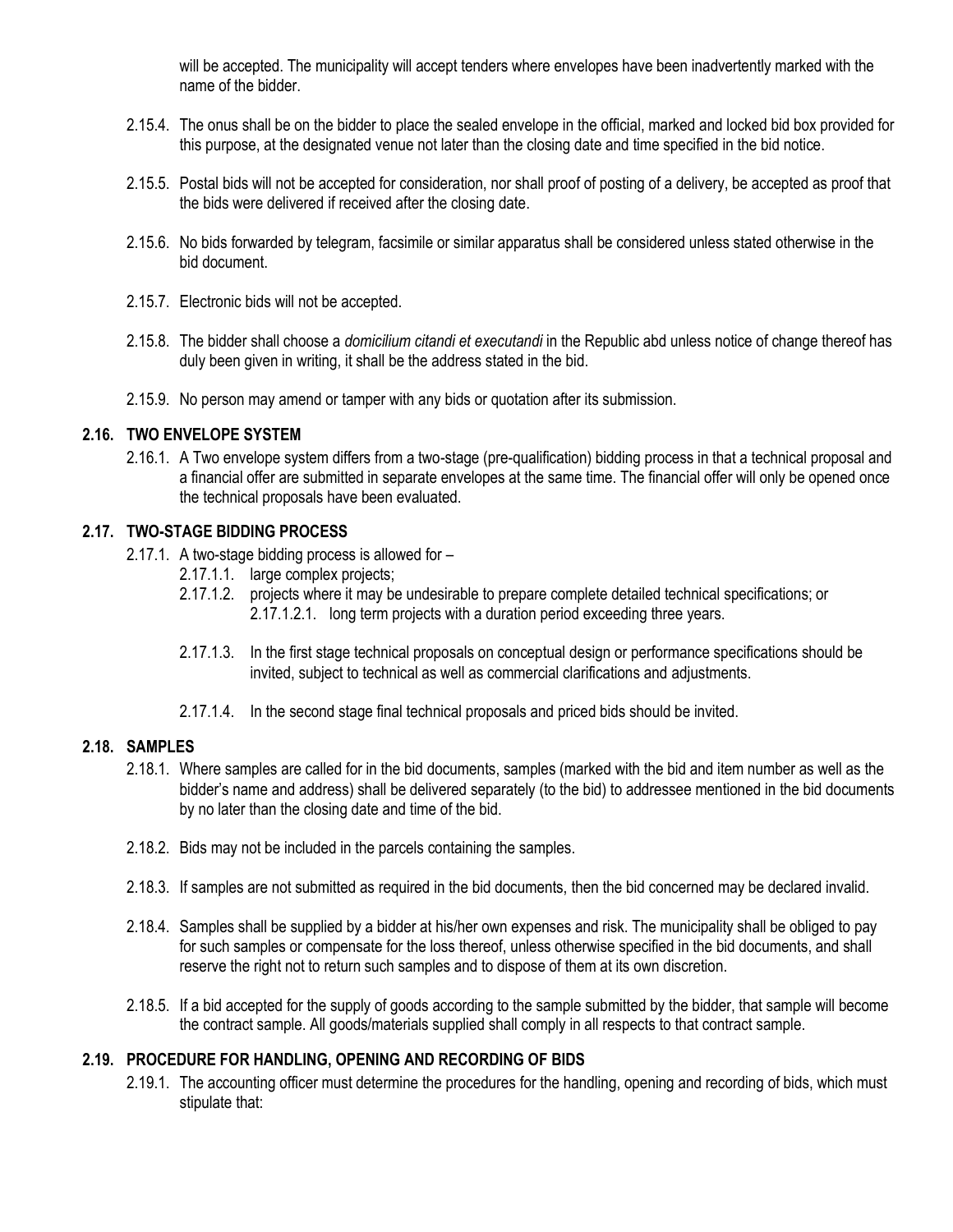will be accepted. The municipality will accept tenders where envelopes have been inadvertently marked with the name of the bidder.

2.15.4. The onus shall be on the bidder to place the sealed envelope in the official, marked and locked bid box provided for this purpose, at the designated venue not later than the closing date and time specified in the bid notice.

2.15.5. Postal bids will not be accepted for consideration, nor shall proof of posting of a delivery, be accepted as proof that the bids were delivered if received after the closing date.

2.15.6. No bids forwarded by telegram, facsimile or similar apparatus shall be considered unless stated otherwise in the bid document.

2.15.7. Electronic bids will not be accepted.

2.15.8. The bidder shall choose a *domicilium citandi et executandi* in the Republic abd unless notice of change thereof has duly been given in writing, it shall be the address stated in the bid.

2.15.9. No person may amend or tamper with any bids or quotation after its submission.

### 2.16. TWO ENVELOPE SYSTEM

2.16.1. A Two envelope system differs from a two-stage (pre-qualification) bidding process in that a technical proposal and a financial offer are submitted in separate envelopes at the same time. The financial offer will only be opened once the technical proposals have been evaluated.

### 2.17. TWO-STAGE BIDDING PROCESS

2.17.1. A two-stage bidding process is allowed for –

- 2.17.1.1. large complex projects;
- 2.17.1.2. projects where it may be undesirable to prepare complete detailed technical specifications; or
  - 2.17.1.2.1. long term projects with a duration period exceeding three years.
- 2.17.1.3. In the first stage technical proposals on conceptual design or performance specifications should be invited, subject to technical as well as commercial clarifications and adjustments.
- 2.17.1.4. In the second stage final technical proposals and priced bids should be invited.

### 2.18. SAMPLES

2.18.1. Where samples are called for in the bid documents, samples (marked with the bid and item number as well as the bidder's name and address) shall be delivered separately (to the bid) to addressee mentioned in the bid documents by no later than the closing date and time of the bid.

2.18.2. Bids may not be included in the parcels containing the samples.

2.18.3. If samples are not submitted as required in the bid documents, then the bid concerned may be declared invalid.

2.18.4. Samples shall be supplied by a bidder at his/her own expenses and risk. The municipality shall be obliged to pay for such samples or compensate for the loss thereof, unless otherwise specified in the bid documents, and shall reserve the right not to return such samples and to dispose of them at its own discretion.

2.18.5. If a bid accepted for the supply of goods according to the sample submitted by the bidder, that sample will become the contract sample. All goods/materials supplied shall comply in all respects to that contract sample.

### 2.19. PROCEDURE FOR HANDLING, OPENING AND RECORDING OF BIDS

2.19.1. The accounting officer must determine the procedures for the handling, opening and recording of bids, which must stipulate that: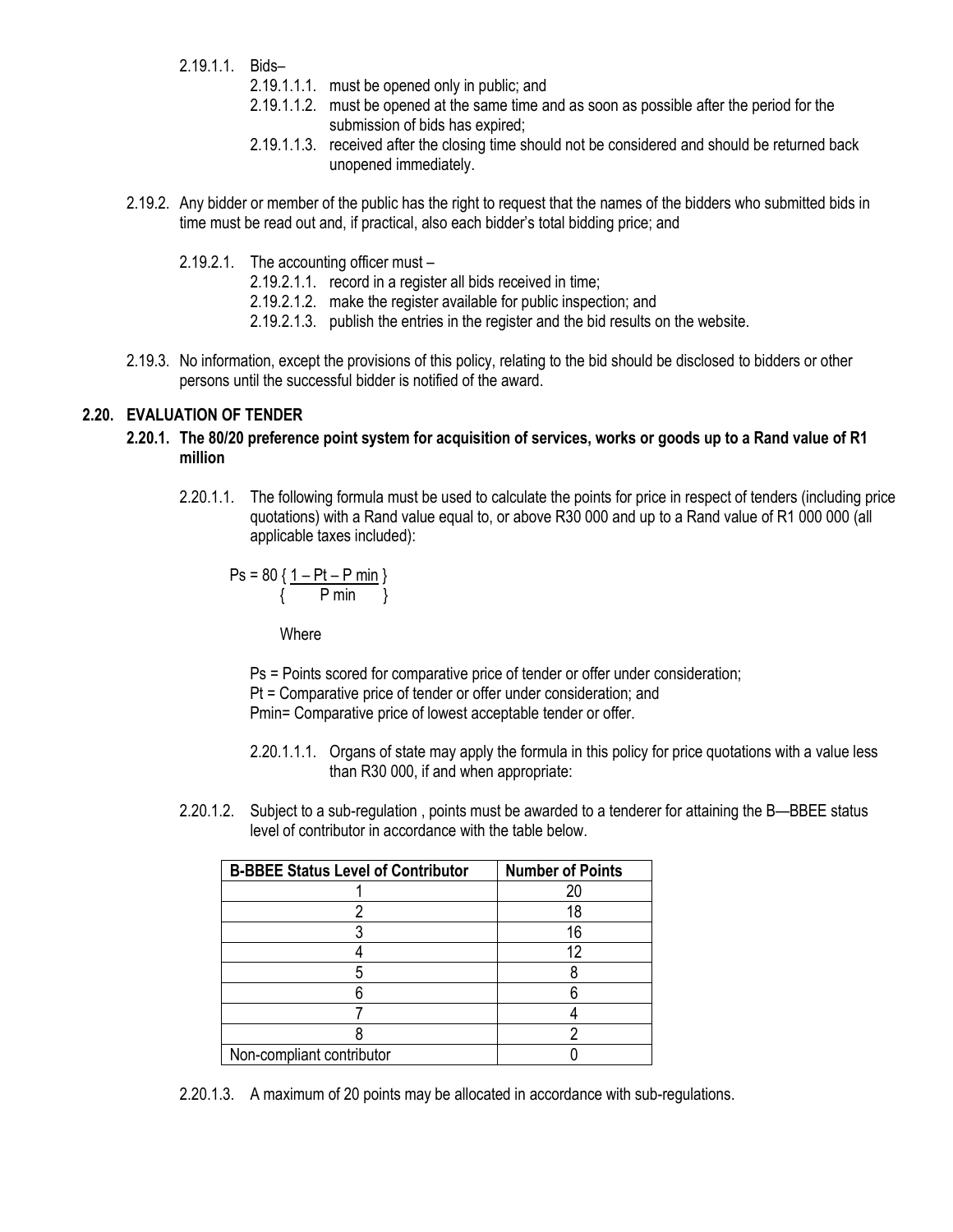2.19.1.1. Bids–

2.19.1.1.1. must be opened only in public; and

2.19.1.1.2. must be opened at the same time and as soon as possible after the period for the submission of bids has expired;

2.19.1.1.3. received after the closing time should not be considered and should be returned back unopened immediately.

2.19.2. Any bidder or member of the public has the right to request that the names of the bidders who submitted bids in time must be read out and, if practical, also each bidder's total bidding price; and

2.19.2.1. The accounting officer must –

2.19.2.1.1. record in a register all bids received in time;

2.19.2.1.2. make the register available for public inspection; and

2.19.2.1.3. publish the entries in the register and the bid results on the website.

2.19.3. No information, except the provisions of this policy, relating to the bid should be disclosed to bidders or other persons until the successful bidder is notified of the award.

## 2.20. EVALUATION OF TENDER

### 2.20.1. The 80/20 preference point system for acquisition of services, works or goods up to a Rand value of R1 million

2.20.1.1. The following formula must be used to calculate the points for price in respect of tenders (including price quotations) with a Rand value equal to, or above R30 000 and up to a Rand value of R1 000 000 (all applicable taxes included):

$$Ps = 80 \left\{ \frac{1 - Pt - P\,min}{P\,min} \right\}$$

Where

Ps = Points scored for comparative price of tender or offer under consideration;
Pt = Comparative price of tender or offer under consideration; and
Pmin= Comparative price of lowest acceptable tender or offer.

2.20.1.1.1. Organs of state may apply the formula in this policy for price quotations with a value less than R30 000, if and when appropriate:

2.20.1.2. Subject to a sub-regulation , points must be awarded to a tenderer for attaining the B—BBEE status level of contributor in accordance with the table below.

| B-BBEE Status Level of Contributor | Number of Points |
|---|---|
| 1 | 20 |
| 2 | 18 |
| 3 | 16 |
| 4 | 12 |
| 5 | 8 |
| 6 | 6 |
| 7 | 4 |
| 8 | 2 |
| Non-compliant contributor | 0 |

2.20.1.3. A maximum of 20 points may be allocated in accordance with sub-regulations.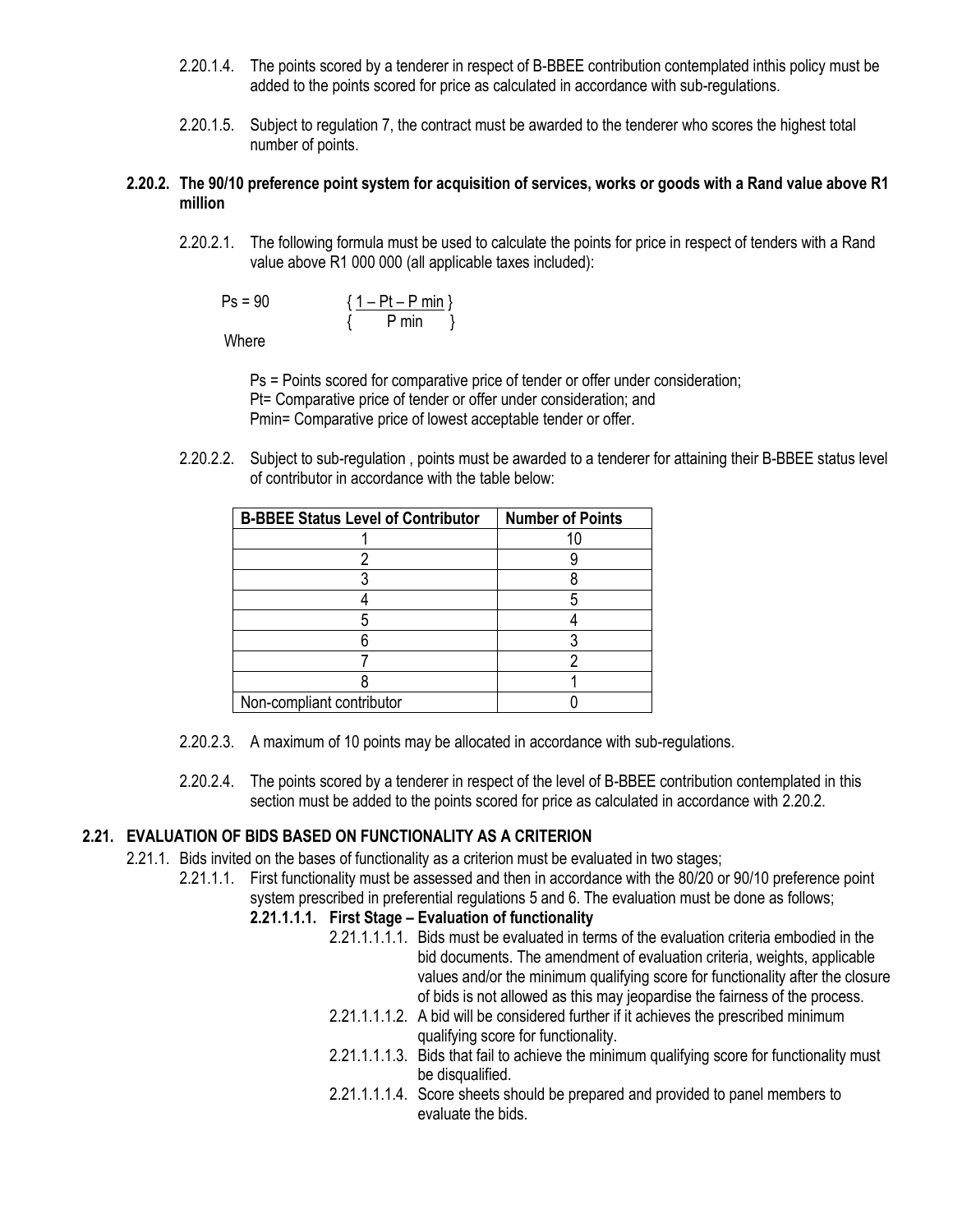2.20.1.4. The points scored by a tenderer in respect of B-BBEE contribution contemplated inthis policy must be added to the points scored for price as calculated in accordance with sub-regulations.

2.20.1.5. Subject to regulation 7, the contract must be awarded to the tenderer who scores the highest total number of points.

**2.20.2. The 90/10 preference point system for acquisition of services, works or goods with a Rand value above R1 million**

2.20.2.1. The following formula must be used to calculate the points for price in respect of tenders with a Rand value above R1 000 000 (all applicable taxes included):

$$Ps = 90 \left\{ \frac{1 - Pt - P\,min}{P\,min} \right\}$$

Where

Ps = Points scored for comparative price of tender or offer under consideration;
Pt= Comparative price of tender or offer under consideration; and
Pmin= Comparative price of lowest acceptable tender or offer.

2.20.2.2. Subject to sub-regulation , points must be awarded to a tenderer for attaining their B-BBEE status level of contributor in accordance with the table below:

| B-BBEE Status Level of Contributor | Number of Points |
|---|---|
| 1 | 10 |
| 2 | 9 |
| 3 | 8 |
| 4 | 5 |
| 5 | 4 |
| 6 | 3 |
| 7 | 2 |
| 8 | 1 |
| Non-compliant contributor | 0 |

2.20.2.3. A maximum of 10 points may be allocated in accordance with sub-regulations.

2.20.2.4. The points scored by a tenderer in respect of the level of B-BBEE contribution contemplated in this section must be added to the points scored for price as calculated in accordance with 2.20.2.

## 2.21. EVALUATION OF BIDS BASED ON FUNCTIONALITY AS A CRITERION

2.21.1. Bids invited on the bases of functionality as a criterion must be evaluated in two stages;

2.21.1.1. First functionality must be assessed and then in accordance with the 80/20 or 90/10 preference point system prescribed in preferential regulations 5 and 6. The evaluation must be done as follows;

**2.21.1.1.1. First Stage – Evaluation of functionality**

2.21.1.1.1.1. Bids must be evaluated in terms of the evaluation criteria embodied in the bid documents. The amendment of evaluation criteria, weights, applicable values and/or the minimum qualifying score for functionality after the closure of bids is not allowed as this may jeopardise the fairness of the process.

2.21.1.1.1.2. A bid will be considered further if it achieves the prescribed minimum qualifying score for functionality.

2.21.1.1.1.3. Bids that fail to achieve the minimum qualifying score for functionality must be disqualified.

2.21.1.1.1.4. Score sheets should be prepared and provided to panel members to evaluate the bids.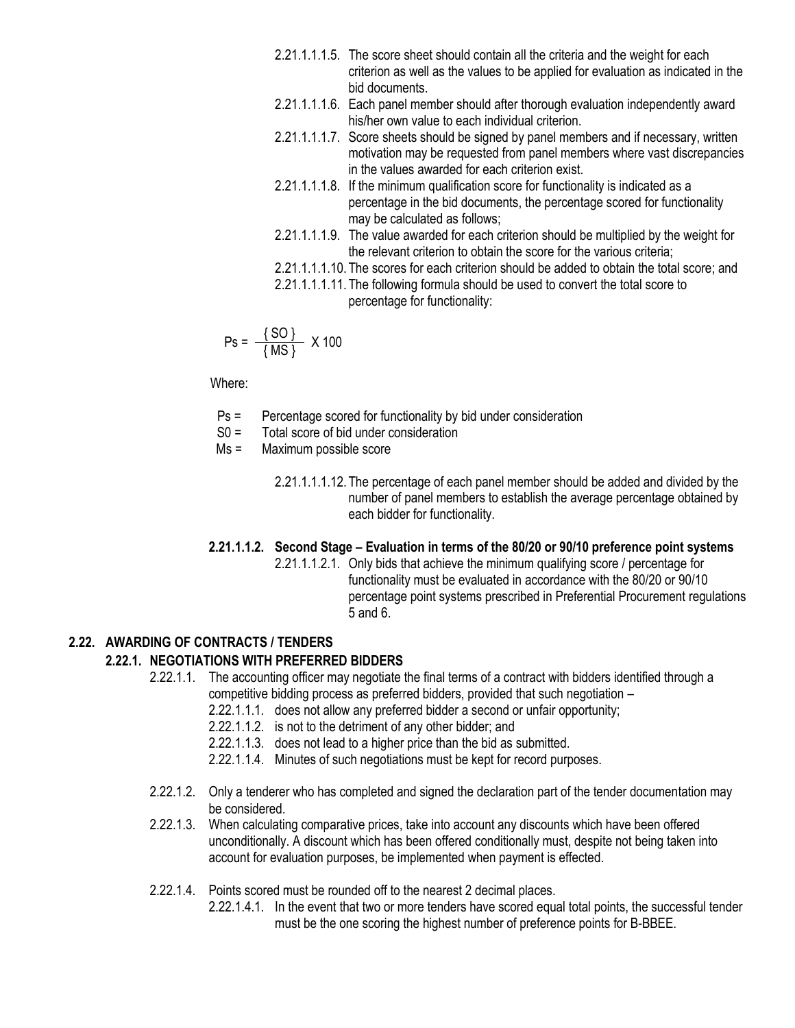2.21.1.1.1.5. The score sheet should contain all the criteria and the weight for each criterion as well as the values to be applied for evaluation as indicated in the bid documents.

2.21.1.1.1.6. Each panel member should after thorough evaluation independently award his/her own value to each individual criterion.

2.21.1.1.1.7. Score sheets should be signed by panel members and if necessary, written motivation may be requested from panel members where vast discrepancies in the values awarded for each criterion exist.

2.21.1.1.1.8. If the minimum qualification score for functionality is indicated as a percentage in the bid documents, the percentage scored for functionality may be calculated as follows;

2.21.1.1.1.9. The value awarded for each criterion should be multiplied by the weight for the relevant criterion to obtain the score for the various criteria;

2.21.1.1.1.10. The scores for each criterion should be added to obtain the total score; and

2.21.1.1.1.11. The following formula should be used to convert the total score to percentage for functionality:

$$Ps = \frac{\{ SO \}}{\{ MS \}} \text{ X } 100$$

Where:

Ps = Percentage scored for functionality by bid under consideration
S0 = Total score of bid under consideration
Ms = Maximum possible score

2.21.1.1.1.12. The percentage of each panel member should be added and divided by the number of panel members to establish the average percentage obtained by each bidder for functionality.

**2.21.1.1.2. Second Stage – Evaluation in terms of the 80/20 or 90/10 preference point systems**

2.21.1.1.2.1. Only bids that achieve the minimum qualifying score / percentage for functionality must be evaluated in accordance with the 80/20 or 90/10 percentage point systems prescribed in Preferential Procurement regulations 5 and 6.

## 2.22. AWARDING OF CONTRACTS / TENDERS

### 2.22.1. NEGOTIATIONS WITH PREFERRED BIDDERS

2.22.1.1. The accounting officer may negotiate the final terms of a contract with bidders identified through a competitive bidding process as preferred bidders, provided that such negotiation –

2.22.1.1.1. does not allow any preferred bidder a second or unfair opportunity;
2.22.1.1.2. is not to the detriment of any other bidder; and
2.22.1.1.3. does not lead to a higher price than the bid as submitted.
2.22.1.1.4. Minutes of such negotiations must be kept for record purposes.

2.22.1.2. Only a tenderer who has completed and signed the declaration part of the tender documentation may be considered.

2.22.1.3. When calculating comparative prices, take into account any discounts which have been offered unconditionally. A discount which has been offered conditionally must, despite not being taken into account for evaluation purposes, be implemented when payment is effected.

2.22.1.4. Points scored must be rounded off to the nearest 2 decimal places.

2.22.1.4.1. In the event that two or more tenders have scored equal total points, the successful tender must be the one scoring the highest number of preference points for B-BBEE.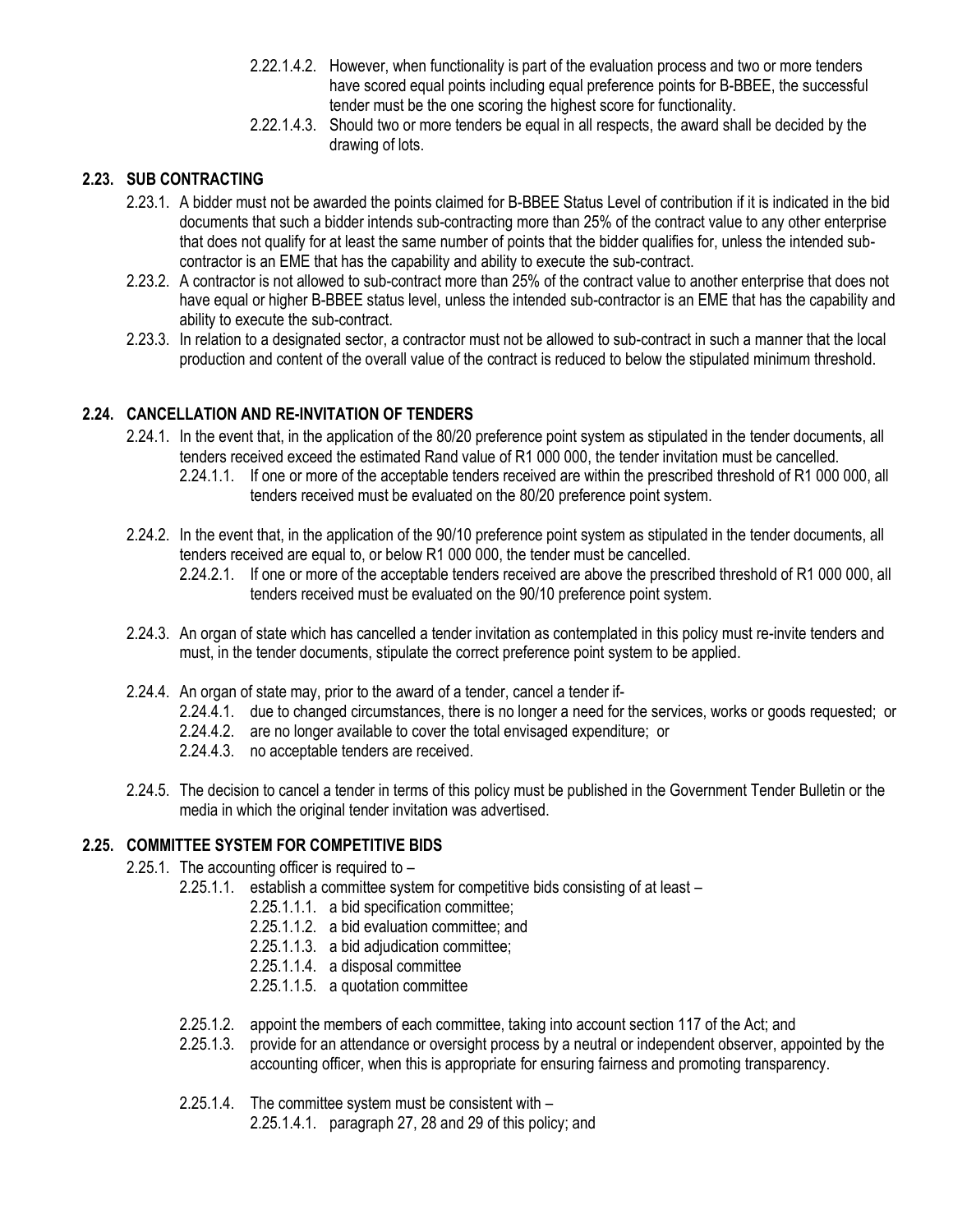2.22.1.4.2. However, when functionality is part of the evaluation process and two or more tenders have scored equal points including equal preference points for B-BBEE, the successful tender must be the one scoring the highest score for functionality.

2.22.1.4.3. Should two or more tenders be equal in all respects, the award shall be decided by the drawing of lots.

## 2.23. SUB CONTRACTING

2.23.1. A bidder must not be awarded the points claimed for B-BBEE Status Level of contribution if it is indicated in the bid documents that such a bidder intends sub-contracting more than 25% of the contract value to any other enterprise that does not qualify for at least the same number of points that the bidder qualifies for, unless the intended sub-contractor is an EME that has the capability and ability to execute the sub-contract.

2.23.2. A contractor is not allowed to sub-contract more than 25% of the contract value to another enterprise that does not have equal or higher B-BBEE status level, unless the intended sub-contractor is an EME that has the capability and ability to execute the sub-contract.

2.23.3. In relation to a designated sector, a contractor must not be allowed to sub-contract in such a manner that the local production and content of the overall value of the contract is reduced to below the stipulated minimum threshold.

## 2.24. CANCELLATION AND RE-INVITATION OF TENDERS

2.24.1. In the event that, in the application of the 80/20 preference point system as stipulated in the tender documents, all tenders received exceed the estimated Rand value of R1 000 000, the tender invitation must be cancelled.

2.24.1.1. If one or more of the acceptable tenders received are within the prescribed threshold of R1 000 000, all tenders received must be evaluated on the 80/20 preference point system.

2.24.2. In the event that, in the application of the 90/10 preference point system as stipulated in the tender documents, all tenders received are equal to, or below R1 000 000, the tender must be cancelled.

2.24.2.1. If one or more of the acceptable tenders received are above the prescribed threshold of R1 000 000, all tenders received must be evaluated on the 90/10 preference point system.

2.24.3. An organ of state which has cancelled a tender invitation as contemplated in this policy must re-invite tenders and must, in the tender documents, stipulate the correct preference point system to be applied.

2.24.4. An organ of state may, prior to the award of a tender, cancel a tender if-

2.24.4.1. due to changed circumstances, there is no longer a need for the services, works or goods requested; or

2.24.4.2. are no longer available to cover the total envisaged expenditure; or

2.24.4.3. no acceptable tenders are received.

2.24.5. The decision to cancel a tender in terms of this policy must be published in the Government Tender Bulletin or the media in which the original tender invitation was advertised.

## 2.25. COMMITTEE SYSTEM FOR COMPETITIVE BIDS

2.25.1. The accounting officer is required to –

2.25.1.1. establish a committee system for competitive bids consisting of at least –

2.25.1.1.1. a bid specification committee;

2.25.1.1.2. a bid evaluation committee; and

2.25.1.1.3. a bid adjudication committee;

2.25.1.1.4. a disposal committee

2.25.1.1.5. a quotation committee

2.25.1.2. appoint the members of each committee, taking into account section 117 of the Act; and

2.25.1.3. provide for an attendance or oversight process by a neutral or independent observer, appointed by the accounting officer, when this is appropriate for ensuring fairness and promoting transparency.

2.25.1.4. The committee system must be consistent with –

2.25.1.4.1. paragraph 27, 28 and 29 of this policy; and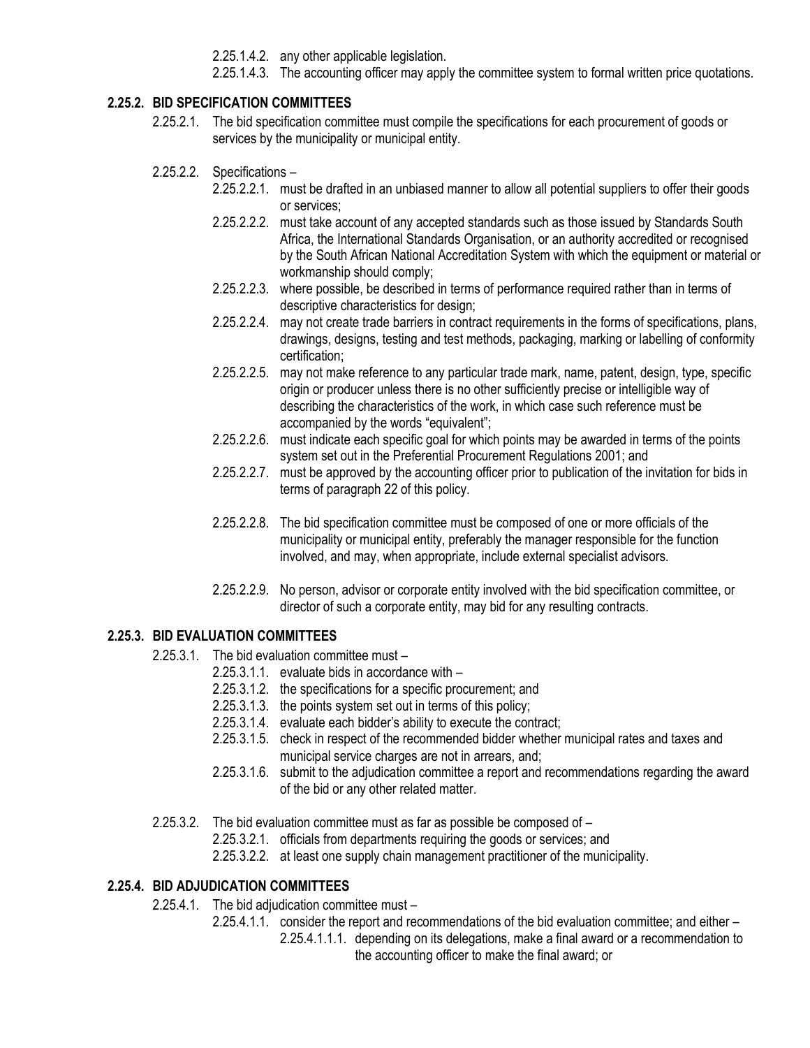2.25.1.4.2. any other applicable legislation.

2.25.1.4.3. The accounting officer may apply the committee system to formal written price quotations.

### 2.25.2. BID SPECIFICATION COMMITTEES

2.25.2.1. The bid specification committee must compile the specifications for each procurement of goods or services by the municipality or municipal entity.

2.25.2.2. Specifications –

2.25.2.2.1. must be drafted in an unbiased manner to allow all potential suppliers to offer their goods or services;

2.25.2.2.2. must take account of any accepted standards such as those issued by Standards South Africa, the International Standards Organisation, or an authority accredited or recognised by the South African National Accreditation System with which the equipment or material or workmanship should comply;

2.25.2.2.3. where possible, be described in terms of performance required rather than in terms of descriptive characteristics for design;

2.25.2.2.4. may not create trade barriers in contract requirements in the forms of specifications, plans, drawings, designs, testing and test methods, packaging, marking or labelling of conformity certification;

2.25.2.2.5. may not make reference to any particular trade mark, name, patent, design, type, specific origin or producer unless there is no other sufficiently precise or intelligible way of describing the characteristics of the work, in which case such reference must be accompanied by the words "equivalent";

2.25.2.2.6. must indicate each specific goal for which points may be awarded in terms of the points system set out in the Preferential Procurement Regulations 2001; and

2.25.2.2.7. must be approved by the accounting officer prior to publication of the invitation for bids in terms of paragraph 22 of this policy.

2.25.2.2.8. The bid specification committee must be composed of one or more officials of the municipality or municipal entity, preferably the manager responsible for the function involved, and may, when appropriate, include external specialist advisors.

2.25.2.2.9. No person, advisor or corporate entity involved with the bid specification committee, or director of such a corporate entity, may bid for any resulting contracts.

### 2.25.3. BID EVALUATION COMMITTEES

2.25.3.1. The bid evaluation committee must –

2.25.3.1.1. evaluate bids in accordance with –

2.25.3.1.2. the specifications for a specific procurement; and

2.25.3.1.3. the points system set out in terms of this policy;

2.25.3.1.4. evaluate each bidder's ability to execute the contract;

2.25.3.1.5. check in respect of the recommended bidder whether municipal rates and taxes and municipal service charges are not in arrears, and;

2.25.3.1.6. submit to the adjudication committee a report and recommendations regarding the award of the bid or any other related matter.

2.25.3.2. The bid evaluation committee must as far as possible be composed of –

2.25.3.2.1. officials from departments requiring the goods or services; and

2.25.3.2.2. at least one supply chain management practitioner of the municipality.

### 2.25.4. BID ADJUDICATION COMMITTEES

2.25.4.1. The bid adjudication committee must –

2.25.4.1.1. consider the report and recommendations of the bid evaluation committee; and either –

2.25.4.1.1.1. depending on its delegations, make a final award or a recommendation to the accounting officer to make the final award; or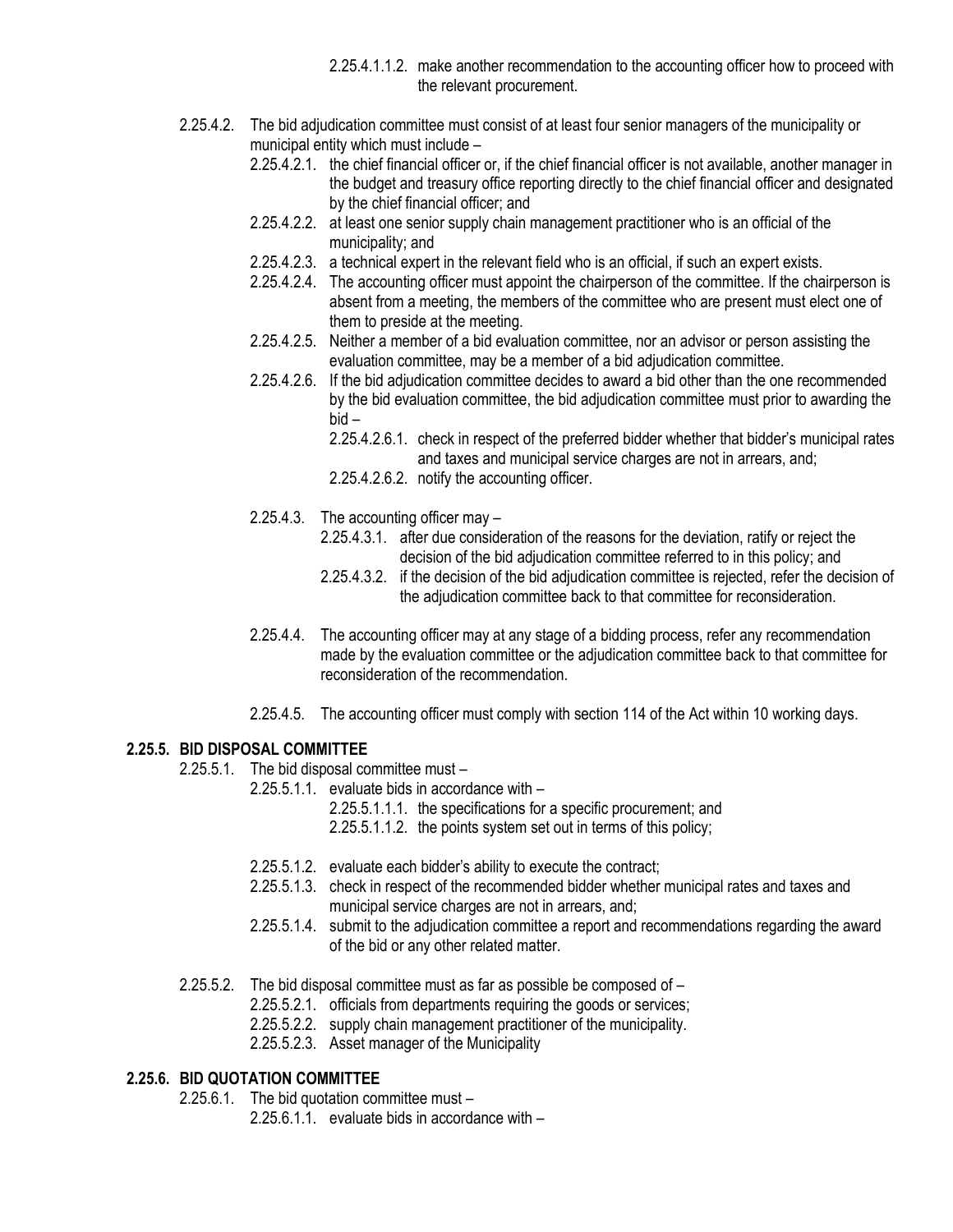2.25.4.1.1.2. make another recommendation to the accounting officer how to proceed with the relevant procurement.

2.25.4.2. The bid adjudication committee must consist of at least four senior managers of the municipality or municipal entity which must include –

2.25.4.2.1. the chief financial officer or, if the chief financial officer is not available, another manager in the budget and treasury office reporting directly to the chief financial officer and designated by the chief financial officer; and

2.25.4.2.2. at least one senior supply chain management practitioner who is an official of the municipality; and

2.25.4.2.3. a technical expert in the relevant field who is an official, if such an expert exists.

2.25.4.2.4. The accounting officer must appoint the chairperson of the committee. If the chairperson is absent from a meeting, the members of the committee who are present must elect one of them to preside at the meeting.

2.25.4.2.5. Neither a member of a bid evaluation committee, nor an advisor or person assisting the evaluation committee, may be a member of a bid adjudication committee.

2.25.4.2.6. If the bid adjudication committee decides to award a bid other than the one recommended by the bid evaluation committee, the bid adjudication committee must prior to awarding the bid –

2.25.4.2.6.1. check in respect of the preferred bidder whether that bidder's municipal rates and taxes and municipal service charges are not in arrears, and;

2.25.4.2.6.2. notify the accounting officer.

2.25.4.3. The accounting officer may –

2.25.4.3.1. after due consideration of the reasons for the deviation, ratify or reject the decision of the bid adjudication committee referred to in this policy; and

2.25.4.3.2. if the decision of the bid adjudication committee is rejected, refer the decision of the adjudication committee back to that committee for reconsideration.

2.25.4.4. The accounting officer may at any stage of a bidding process, refer any recommendation made by the evaluation committee or the adjudication committee back to that committee for reconsideration of the recommendation.

2.25.4.5. The accounting officer must comply with section 114 of the Act within 10 working days.

### 2.25.5. BID DISPOSAL COMMITTEE

2.25.5.1. The bid disposal committee must –

2.25.5.1.1. evaluate bids in accordance with –

2.25.5.1.1.1. the specifications for a specific procurement; and

2.25.5.1.1.2. the points system set out in terms of this policy;

2.25.5.1.2. evaluate each bidder's ability to execute the contract;

2.25.5.1.3. check in respect of the recommended bidder whether municipal rates and taxes and municipal service charges are not in arrears, and;

2.25.5.1.4. submit to the adjudication committee a report and recommendations regarding the award of the bid or any other related matter.

2.25.5.2. The bid disposal committee must as far as possible be composed of –

2.25.5.2.1. officials from departments requiring the goods or services;

2.25.5.2.2. supply chain management practitioner of the municipality.

2.25.5.2.3. Asset manager of the Municipality

### 2.25.6. BID QUOTATION COMMITTEE

2.25.6.1. The bid quotation committee must –

2.25.6.1.1. evaluate bids in accordance with –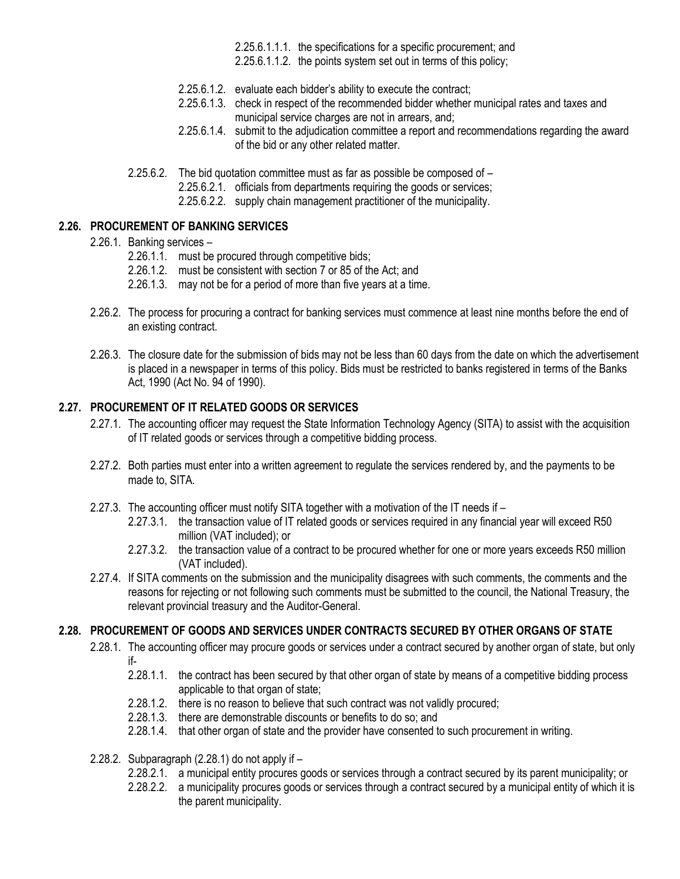2.25.6.1.1.1. the specifications for a specific procurement; and
2.25.6.1.1.2. the points system set out in terms of this policy;

2.25.6.1.2. evaluate each bidder's ability to execute the contract;
2.25.6.1.3. check in respect of the recommended bidder whether municipal rates and taxes and municipal service charges are not in arrears, and;
2.25.6.1.4. submit to the adjudication committee a report and recommendations regarding the award of the bid or any other related matter.

2.25.6.2. The bid quotation committee must as far as possible be composed of –
2.25.6.2.1. officials from departments requiring the goods or services;
2.25.6.2.2. supply chain management practitioner of the municipality.

## 2.26. PROCUREMENT OF BANKING SERVICES

2.26.1. Banking services –
2.26.1.1. must be procured through competitive bids;
2.26.1.2. must be consistent with section 7 or 85 of the Act; and
2.26.1.3. may not be for a period of more than five years at a time.

2.26.2. The process for procuring a contract for banking services must commence at least nine months before the end of an existing contract.

2.26.3. The closure date for the submission of bids may not be less than 60 days from the date on which the advertisement is placed in a newspaper in terms of this policy. Bids must be restricted to banks registered in terms of the Banks Act, 1990 (Act No. 94 of 1990).

## 2.27. PROCUREMENT OF IT RELATED GOODS OR SERVICES

2.27.1. The accounting officer may request the State Information Technology Agency (SITA) to assist with the acquisition of IT related goods or services through a competitive bidding process.

2.27.2. Both parties must enter into a written agreement to regulate the services rendered by, and the payments to be made to, SITA.

2.27.3. The accounting officer must notify SITA together with a motivation of the IT needs if –
2.27.3.1. the transaction value of IT related goods or services required in any financial year will exceed R50 million (VAT included); or
2.27.3.2. the transaction value of a contract to be procured whether for one or more years exceeds R50 million (VAT included).

2.27.4. If SITA comments on the submission and the municipality disagrees with such comments, the comments and the reasons for rejecting or not following such comments must be submitted to the council, the National Treasury, the relevant provincial treasury and the Auditor-General.

## 2.28. PROCUREMENT OF GOODS AND SERVICES UNDER CONTRACTS SECURED BY OTHER ORGANS OF STATE

2.28.1. The accounting officer may procure goods or services under a contract secured by another organ of state, but only if-
2.28.1.1. the contract has been secured by that other organ of state by means of a competitive bidding process applicable to that organ of state;
2.28.1.2. there is no reason to believe that such contract was not validly procured;
2.28.1.3. there are demonstrable discounts or benefits to do so; and
2.28.1.4. that other organ of state and the provider have consented to such procurement in writing.

2.28.2. Subparagraph (2.28.1) do not apply if –
2.28.2.1. a municipal entity procures goods or services through a contract secured by its parent municipality; or
2.28.2.2. a municipality procures goods or services through a contract secured by a municipal entity of which it is the parent municipality.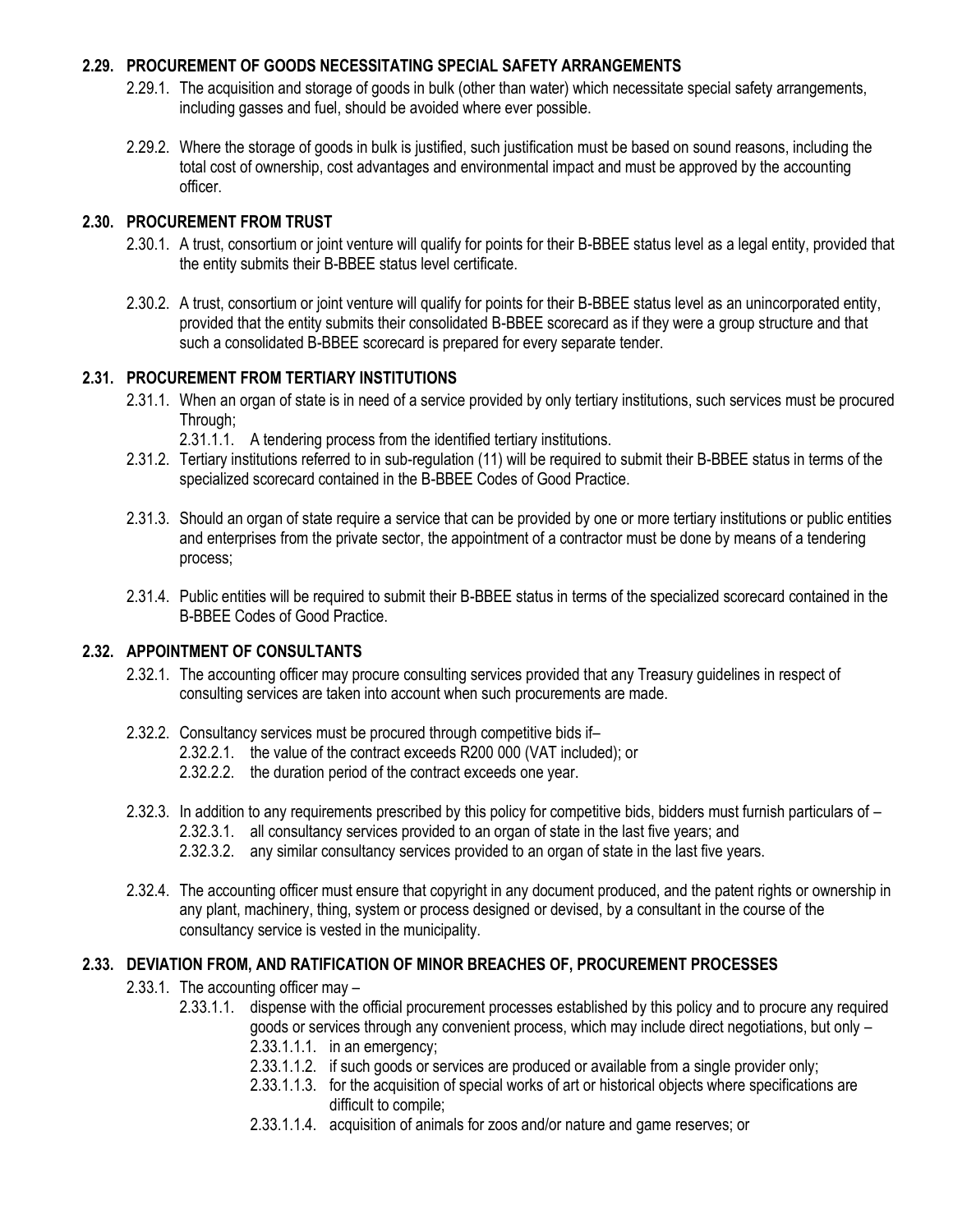### 2.29. PROCUREMENT OF GOODS NECESSITATING SPECIAL SAFETY ARRANGEMENTS

2.29.1. The acquisition and storage of goods in bulk (other than water) which necessitate special safety arrangements, including gasses and fuel, should be avoided where ever possible.

2.29.2. Where the storage of goods in bulk is justified, such justification must be based on sound reasons, including the total cost of ownership, cost advantages and environmental impact and must be approved by the accounting officer.

### 2.30. PROCUREMENT FROM TRUST

2.30.1. A trust, consortium or joint venture will qualify for points for their B-BBEE status level as a legal entity, provided that the entity submits their B-BBEE status level certificate.

2.30.2. A trust, consortium or joint venture will qualify for points for their B-BBEE status level as an unincorporated entity, provided that the entity submits their consolidated B-BBEE scorecard as if they were a group structure and that such a consolidated B-BBEE scorecard is prepared for every separate tender.

### 2.31. PROCUREMENT FROM TERTIARY INSTITUTIONS

2.31.1. When an organ of state is in need of a service provided by only tertiary institutions, such services must be procured Through;

2.31.1.1. A tendering process from the identified tertiary institutions.

2.31.2. Tertiary institutions referred to in sub-regulation (11) will be required to submit their B-BBEE status in terms of the specialized scorecard contained in the B-BBEE Codes of Good Practice.

2.31.3. Should an organ of state require a service that can be provided by one or more tertiary institutions or public entities and enterprises from the private sector, the appointment of a contractor must be done by means of a tendering process;

2.31.4. Public entities will be required to submit their B-BBEE status in terms of the specialized scorecard contained in the B-BBEE Codes of Good Practice.

### 2.32. APPOINTMENT OF CONSULTANTS

2.32.1. The accounting officer may procure consulting services provided that any Treasury guidelines in respect of consulting services are taken into account when such procurements are made.

2.32.2. Consultancy services must be procured through competitive bids if–

2.32.2.1. the value of the contract exceeds R200 000 (VAT included); or

2.32.2.2. the duration period of the contract exceeds one year.

2.32.3. In addition to any requirements prescribed by this policy for competitive bids, bidders must furnish particulars of –

2.32.3.1. all consultancy services provided to an organ of state in the last five years; and

2.32.3.2. any similar consultancy services provided to an organ of state in the last five years.

2.32.4. The accounting officer must ensure that copyright in any document produced, and the patent rights or ownership in any plant, machinery, thing, system or process designed or devised, by a consultant in the course of the consultancy service is vested in the municipality.

### 2.33. DEVIATION FROM, AND RATIFICATION OF MINOR BREACHES OF, PROCUREMENT PROCESSES

2.33.1. The accounting officer may –

2.33.1.1. dispense with the official procurement processes established by this policy and to procure any required goods or services through any convenient process, which may include direct negotiations, but only –

2.33.1.1.1. in an emergency;

2.33.1.1.2. if such goods or services are produced or available from a single provider only;

2.33.1.1.3. for the acquisition of special works of art or historical objects where specifications are difficult to compile;

2.33.1.1.4. acquisition of animals for zoos and/or nature and game reserves; or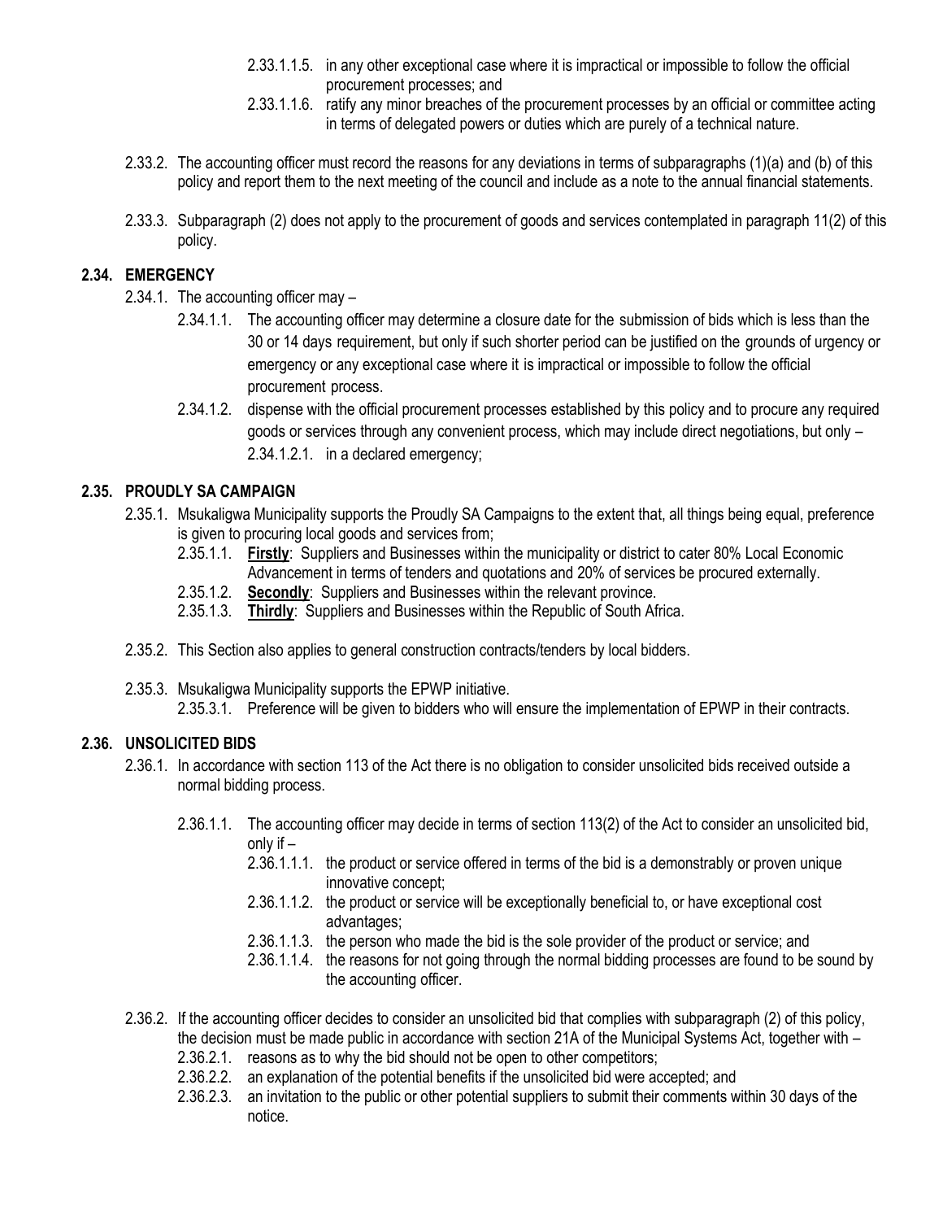2.33.1.1.5. in any other exceptional case where it is impractical or impossible to follow the official procurement processes; and

2.33.1.1.6. ratify any minor breaches of the procurement processes by an official or committee acting in terms of delegated powers or duties which are purely of a technical nature.

2.33.2. The accounting officer must record the reasons for any deviations in terms of subparagraphs (1)(a) and (b) of this policy and report them to the next meeting of the council and include as a note to the annual financial statements.

2.33.3. Subparagraph (2) does not apply to the procurement of goods and services contemplated in paragraph 11(2) of this policy.

### 2.34. EMERGENCY

2.34.1. The accounting officer may –

2.34.1.1. The accounting officer may determine a closure date for the submission of bids which is less than the 30 or 14 days requirement, but only if such shorter period can be justified on the grounds of urgency or emergency or any exceptional case where it is impractical or impossible to follow the official procurement process.

2.34.1.2. dispense with the official procurement processes established by this policy and to procure any required goods or services through any convenient process, which may include direct negotiations, but only –

2.34.1.2.1. in a declared emergency;

### 2.35. PROUDLY SA CAMPAIGN

2.35.1. Msukaligwa Municipality supports the Proudly SA Campaigns to the extent that, all things being equal, preference is given to procuring local goods and services from;

2.35.1.1. **Firstly**: Suppliers and Businesses within the municipality or district to cater 80% Local Economic Advancement in terms of tenders and quotations and 20% of services be procured externally.

2.35.1.2. **Secondly**: Suppliers and Businesses within the relevant province.

2.35.1.3. **Thirdly**: Suppliers and Businesses within the Republic of South Africa.

2.35.2. This Section also applies to general construction contracts/tenders by local bidders.

2.35.3. Msukaligwa Municipality supports the EPWP initiative.

2.35.3.1. Preference will be given to bidders who will ensure the implementation of EPWP in their contracts.

### 2.36. UNSOLICITED BIDS

2.36.1. In accordance with section 113 of the Act there is no obligation to consider unsolicited bids received outside a normal bidding process.

2.36.1.1. The accounting officer may decide in terms of section 113(2) of the Act to consider an unsolicited bid, only if –

2.36.1.1.1. the product or service offered in terms of the bid is a demonstrably or proven unique innovative concept;

2.36.1.1.2. the product or service will be exceptionally beneficial to, or have exceptional cost advantages;

2.36.1.1.3. the person who made the bid is the sole provider of the product or service; and

2.36.1.1.4. the reasons for not going through the normal bidding processes are found to be sound by the accounting officer.

2.36.2. If the accounting officer decides to consider an unsolicited bid that complies with subparagraph (2) of this policy, the decision must be made public in accordance with section 21A of the Municipal Systems Act, together with –

2.36.2.1. reasons as to why the bid should not be open to other competitors;

2.36.2.2. an explanation of the potential benefits if the unsolicited bid were accepted; and

2.36.2.3. an invitation to the public or other potential suppliers to submit their comments within 30 days of the notice.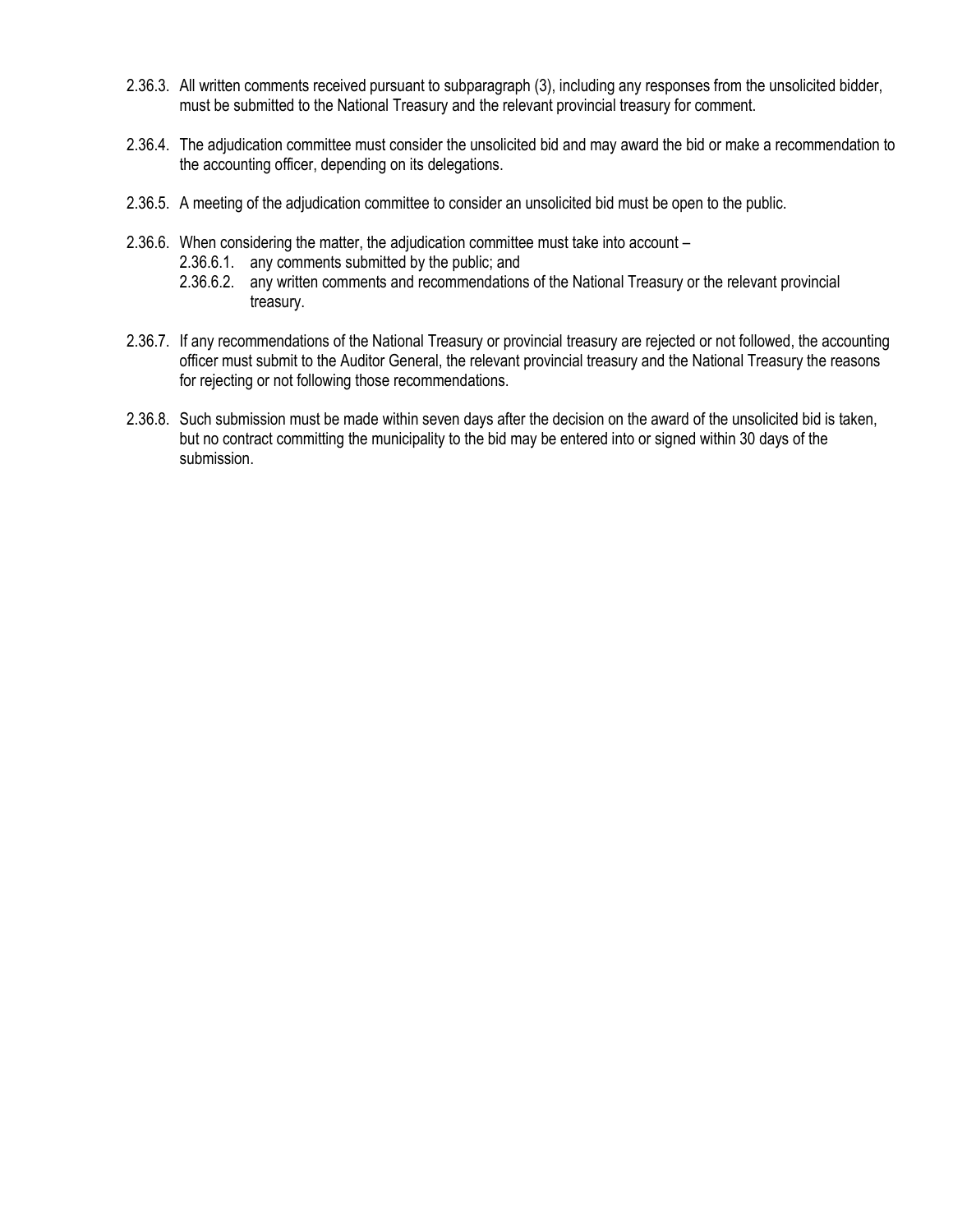2.36.3. All written comments received pursuant to subparagraph (3), including any responses from the unsolicited bidder, must be submitted to the National Treasury and the relevant provincial treasury for comment.

2.36.4. The adjudication committee must consider the unsolicited bid and may award the bid or make a recommendation to the accounting officer, depending on its delegations.

2.36.5. A meeting of the adjudication committee to consider an unsolicited bid must be open to the public.

2.36.6. When considering the matter, the adjudication committee must take into account –

- 2.36.6.1. any comments submitted by the public; and
- 2.36.6.2. any written comments and recommendations of the National Treasury or the relevant provincial treasury.

2.36.7. If any recommendations of the National Treasury or provincial treasury are rejected or not followed, the accounting officer must submit to the Auditor General, the relevant provincial treasury and the National Treasury the reasons for rejecting or not following those recommendations.

2.36.8. Such submission must be made within seven days after the decision on the award of the unsolicited bid is taken, but no contract committing the municipality to the bid may be entered into or signed within 30 days of the submission.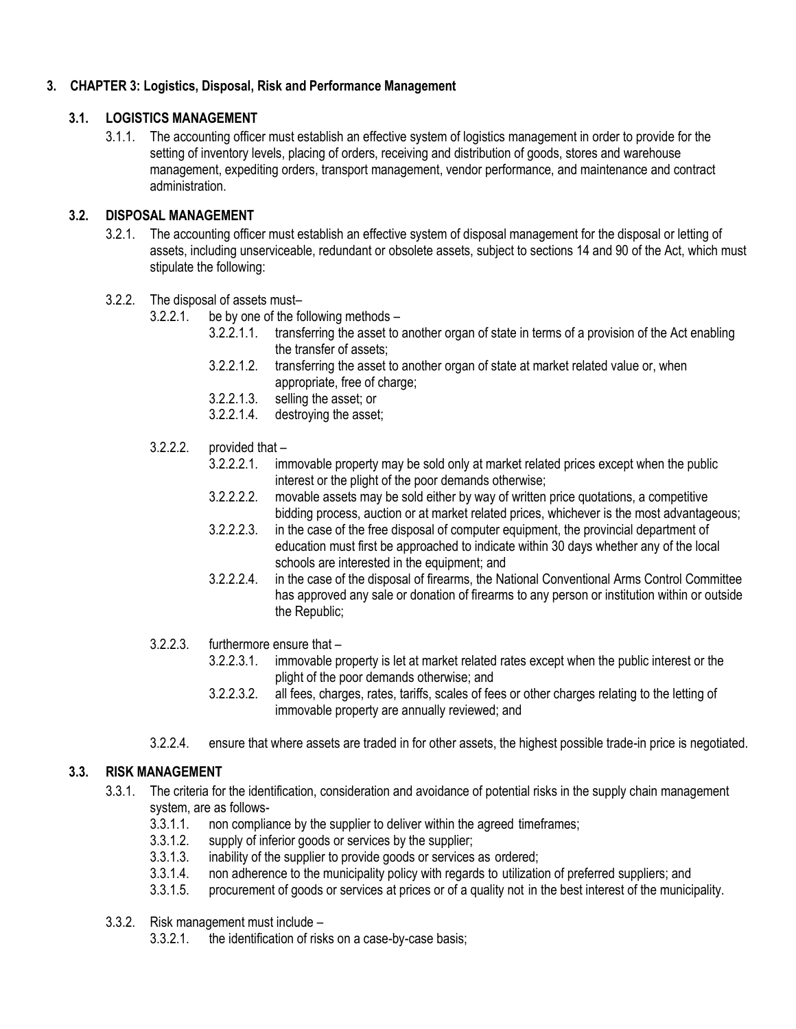# 3. CHAPTER 3: Logistics, Disposal, Risk and Performance Management

## 3.1. LOGISTICS MANAGEMENT

3.1.1. The accounting officer must establish an effective system of logistics management in order to provide for the setting of inventory levels, placing of orders, receiving and distribution of goods, stores and warehouse management, expediting orders, transport management, vendor performance, and maintenance and contract administration.

## 3.2. DISPOSAL MANAGEMENT

3.2.1. The accounting officer must establish an effective system of disposal management for the disposal or letting of assets, including unserviceable, redundant or obsolete assets, subject to sections 14 and 90 of the Act, which must stipulate the following:

3.2.2. The disposal of assets must–

- 3.2.2.1. be by one of the following methods –
  - 3.2.2.1.1. transferring the asset to another organ of state in terms of a provision of the Act enabling the transfer of assets;
  - 3.2.2.1.2. transferring the asset to another organ of state at market related value or, when appropriate, free of charge;
  - 3.2.2.1.3. selling the asset; or
  - 3.2.2.1.4. destroying the asset;
- 3.2.2.2. provided that –
  - 3.2.2.2.1. immovable property may be sold only at market related prices except when the public interest or the plight of the poor demands otherwise;
  - 3.2.2.2.2. movable assets may be sold either by way of written price quotations, a competitive bidding process, auction or at market related prices, whichever is the most advantageous;
  - 3.2.2.2.3. in the case of the free disposal of computer equipment, the provincial department of education must first be approached to indicate within 30 days whether any of the local schools are interested in the equipment; and
  - 3.2.2.2.4. in the case of the disposal of firearms, the National Conventional Arms Control Committee has approved any sale or donation of firearms to any person or institution within or outside the Republic;
- 3.2.2.3. furthermore ensure that –
  - 3.2.2.3.1. immovable property is let at market related rates except when the public interest or the plight of the poor demands otherwise; and
  - 3.2.2.3.2. all fees, charges, rates, tariffs, scales of fees or other charges relating to the letting of immovable property are annually reviewed; and
- 3.2.2.4. ensure that where assets are traded in for other assets, the highest possible trade-in price is negotiated.

## 3.3. RISK MANAGEMENT

3.3.1. The criteria for the identification, consideration and avoidance of potential risks in the supply chain management system, are as follows-

- 3.3.1.1. non compliance by the supplier to deliver within the agreed timeframes;
- 3.3.1.2. supply of inferior goods or services by the supplier;
- 3.3.1.3. inability of the supplier to provide goods or services as ordered;
- 3.3.1.4. non adherence to the municipality policy with regards to utilization of preferred suppliers; and
- 3.3.1.5. procurement of goods or services at prices or of a quality not in the best interest of the municipality.

3.3.2. Risk management must include –

- 3.3.2.1. the identification of risks on a case-by-case basis;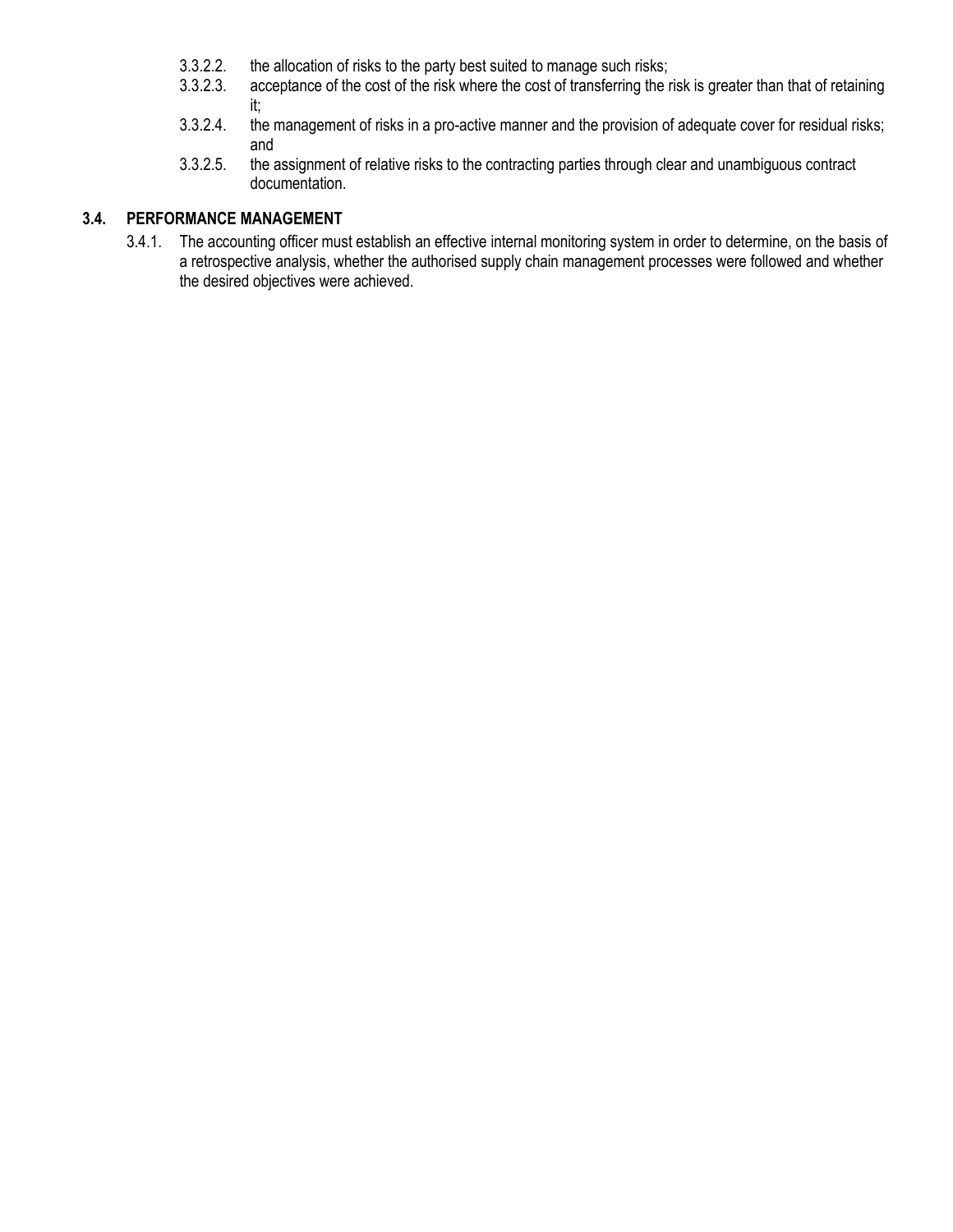3.3.2.2. the allocation of risks to the party best suited to manage such risks;

3.3.2.3. acceptance of the cost of the risk where the cost of transferring the risk is greater than that of retaining it;

3.3.2.4. the management of risks in a pro-active manner and the provision of adequate cover for residual risks; and

3.3.2.5. the assignment of relative risks to the contracting parties through clear and unambiguous contract documentation.

## 3.4. PERFORMANCE MANAGEMENT

3.4.1. The accounting officer must establish an effective internal monitoring system in order to determine, on the basis of a retrospective analysis, whether the authorised supply chain management processes were followed and whether the desired objectives were achieved.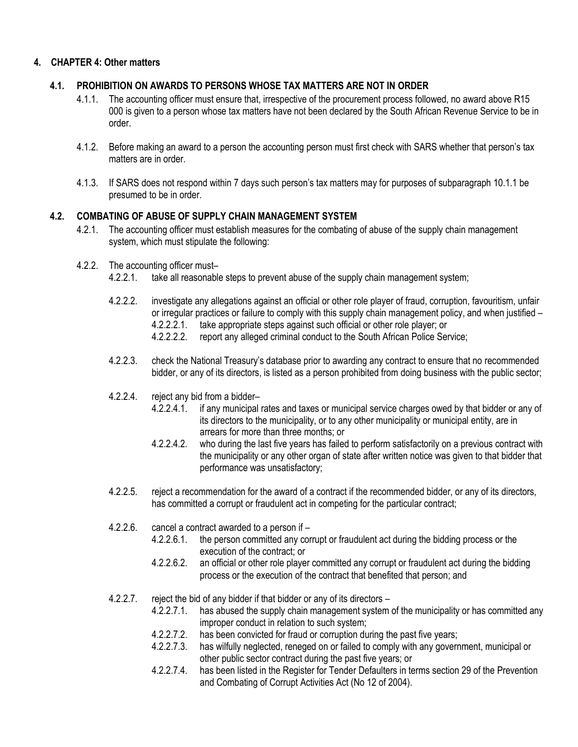## 4. CHAPTER 4: Other matters

### 4.1. PROHIBITION ON AWARDS TO PERSONS WHOSE TAX MATTERS ARE NOT IN ORDER

4.1.1. The accounting officer must ensure that, irrespective of the procurement process followed, no award above R15 000 is given to a person whose tax matters have not been declared by the South African Revenue Service to be in order.

4.1.2. Before making an award to a person the accounting person must first check with SARS whether that person's tax matters are in order.

4.1.3. If SARS does not respond within 7 days such person's tax matters may for purposes of subparagraph 10.1.1 be presumed to be in order.

### 4.2. COMBATING OF ABUSE OF SUPPLY CHAIN MANAGEMENT SYSTEM

4.2.1. The accounting officer must establish measures for the combating of abuse of the supply chain management system, which must stipulate the following:

4.2.2. The accounting officer must–

- 4.2.2.1. take all reasonable steps to prevent abuse of the supply chain management system;

- 4.2.2.2. investigate any allegations against an official or other role player of fraud, corruption, favouritism, unfair or irregular practices or failure to comply with this supply chain management policy, and when justified –
  - 4.2.2.2.1. take appropriate steps against such official or other role player; or
  - 4.2.2.2.2. report any alleged criminal conduct to the South African Police Service;

- 4.2.2.3. check the National Treasury's database prior to awarding any contract to ensure that no recommended bidder, or any of its directors, is listed as a person prohibited from doing business with the public sector;

- 4.2.2.4. reject any bid from a bidder–
  - 4.2.2.4.1. if any municipal rates and taxes or municipal service charges owed by that bidder or any of its directors to the municipality, or to any other municipality or municipal entity, are in arrears for more than three months; or
  - 4.2.2.4.2. who during the last five years has failed to perform satisfactorily on a previous contract with the municipality or any other organ of state after written notice was given to that bidder that performance was unsatisfactory;

- 4.2.2.5. reject a recommendation for the award of a contract if the recommended bidder, or any of its directors, has committed a corrupt or fraudulent act in competing for the particular contract;

- 4.2.2.6. cancel a contract awarded to a person if –
  - 4.2.2.6.1. the person committed any corrupt or fraudulent act during the bidding process or the execution of the contract; or
  - 4.2.2.6.2. an official or other role player committed any corrupt or fraudulent act during the bidding process or the execution of the contract that benefited that person; and

- 4.2.2.7. reject the bid of any bidder if that bidder or any of its directors –
  - 4.2.2.7.1. has abused the supply chain management system of the municipality or has committed any improper conduct in relation to such system;
  - 4.2.2.7.2. has been convicted for fraud or corruption during the past five years;
  - 4.2.2.7.3. has wilfully neglected, reneged on or failed to comply with any government, municipal or other public sector contract during the past five years; or
  - 4.2.2.7.4. has been listed in the Register for Tender Defaulters in terms section 29 of the Prevention and Combating of Corrupt Activities Act (No 12 of 2004).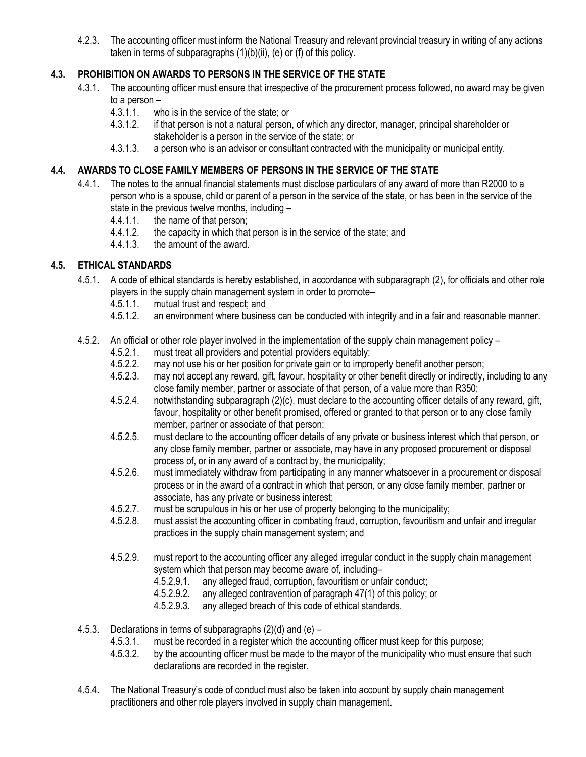4.2.3. The accounting officer must inform the National Treasury and relevant provincial treasury in writing of any actions taken in terms of subparagraphs (1)(b)(ii), (e) or (f) of this policy.

## 4.3. PROHIBITION ON AWARDS TO PERSONS IN THE SERVICE OF THE STATE

4.3.1. The accounting officer must ensure that irrespective of the procurement process followed, no award may be given to a person –

- 4.3.1.1. who is in the service of the state; or
- 4.3.1.2. if that person is not a natural person, of which any director, manager, principal shareholder or stakeholder is a person in the service of the state; or
- 4.3.1.3. a person who is an advisor or consultant contracted with the municipality or municipal entity.

## 4.4. AWARDS TO CLOSE FAMILY MEMBERS OF PERSONS IN THE SERVICE OF THE STATE

4.4.1. The notes to the annual financial statements must disclose particulars of any award of more than R2000 to a person who is a spouse, child or parent of a person in the service of the state, or has been in the service of the state in the previous twelve months, including –

- 4.4.1.1. the name of that person;
- 4.4.1.2. the capacity in which that person is in the service of the state; and
- 4.4.1.3. the amount of the award.

## 4.5. ETHICAL STANDARDS

4.5.1. A code of ethical standards is hereby established, in accordance with subparagraph (2), for officials and other role players in the supply chain management system in order to promote–

- 4.5.1.1. mutual trust and respect; and
- 4.5.1.2. an environment where business can be conducted with integrity and in a fair and reasonable manner.

4.5.2. An official or other role player involved in the implementation of the supply chain management policy –

- 4.5.2.1. must treat all providers and potential providers equitably;
- 4.5.2.2. may not use his or her position for private gain or to improperly benefit another person;
- 4.5.2.3. may not accept any reward, gift, favour, hospitality or other benefit directly or indirectly, including to any close family member, partner or associate of that person, of a value more than R350;
- 4.5.2.4. notwithstanding subparagraph (2)(c), must declare to the accounting officer details of any reward, gift, favour, hospitality or other benefit promised, offered or granted to that person or to any close family member, partner or associate of that person;
- 4.5.2.5. must declare to the accounting officer details of any private or business interest which that person, or any close family member, partner or associate, may have in any proposed procurement or disposal process of, or in any award of a contract by, the municipality;
- 4.5.2.6. must immediately withdraw from participating in any manner whatsoever in a procurement or disposal process or in the award of a contract in which that person, or any close family member, partner or associate, has any private or business interest;
- 4.5.2.7. must be scrupulous in his or her use of property belonging to the municipality;
- 4.5.2.8. must assist the accounting officer in combating fraud, corruption, favouritism and unfair and irregular practices in the supply chain management system; and
- 4.5.2.9. must report to the accounting officer any alleged irregular conduct in the supply chain management system which that person may become aware of, including–
  - 4.5.2.9.1. any alleged fraud, corruption, favouritism or unfair conduct;
  - 4.5.2.9.2. any alleged contravention of paragraph 47(1) of this policy; or
  - 4.5.2.9.3. any alleged breach of this code of ethical standards.

4.5.3. Declarations in terms of subparagraphs (2)(d) and (e) –

- 4.5.3.1. must be recorded in a register which the accounting officer must keep for this purpose;
- 4.5.3.2. by the accounting officer must be made to the mayor of the municipality who must ensure that such declarations are recorded in the register.

4.5.4. The National Treasury's code of conduct must also be taken into account by supply chain management practitioners and other role players involved in supply chain management.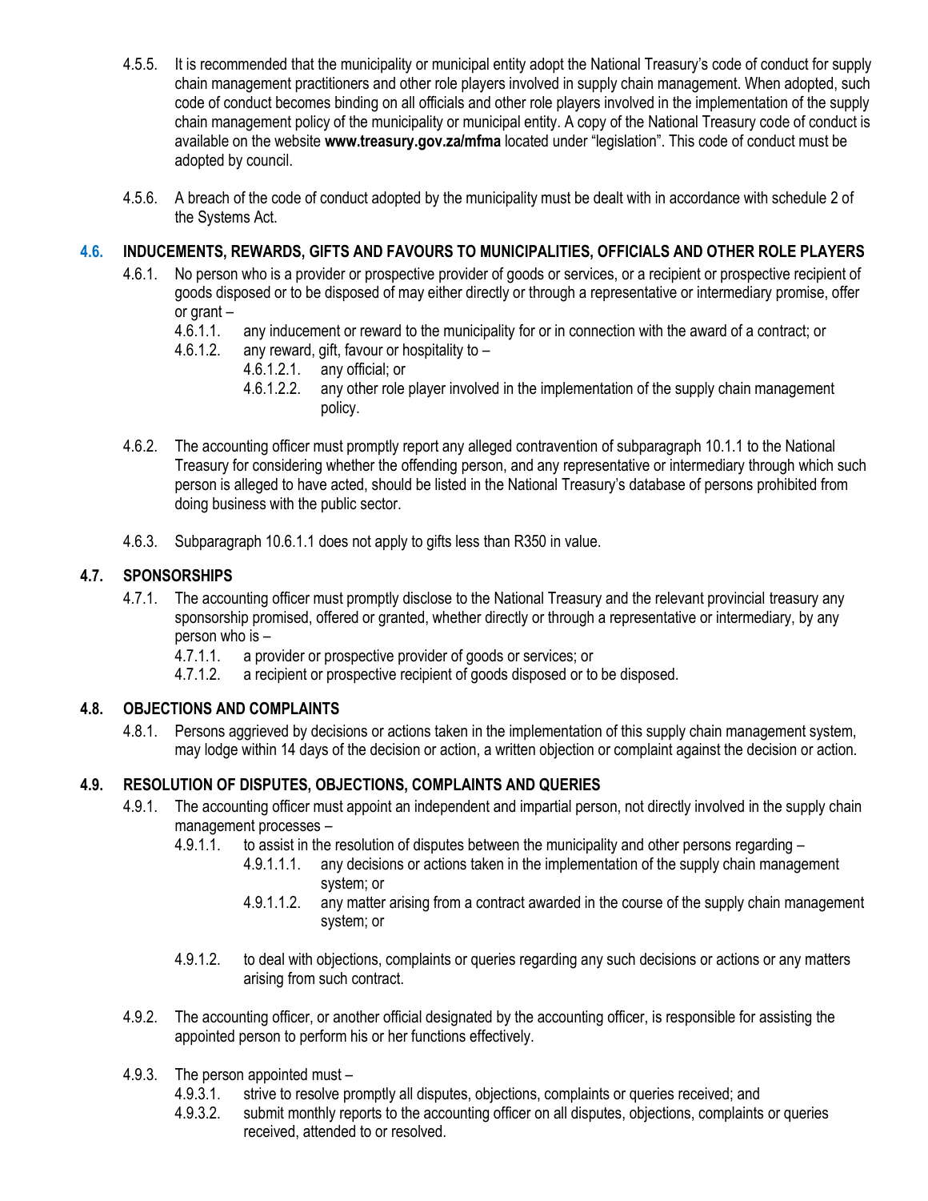4.5.5. It is recommended that the municipality or municipal entity adopt the National Treasury's code of conduct for supply chain management practitioners and other role players involved in supply chain management. When adopted, such code of conduct becomes binding on all officials and other role players involved in the implementation of the supply chain management policy of the municipality or municipal entity. A copy of the National Treasury code of conduct is available on the website **www.treasury.gov.za/mfma** located under "legislation". This code of conduct must be adopted by council.

4.5.6. A breach of the code of conduct adopted by the municipality must be dealt with in accordance with schedule 2 of the Systems Act.

### 4.6. INDUCEMENTS, REWARDS, GIFTS AND FAVOURS TO MUNICIPALITIES, OFFICIALS AND OTHER ROLE PLAYERS

4.6.1. No person who is a provider or prospective provider of goods or services, or a recipient or prospective recipient of goods disposed or to be disposed of may either directly or through a representative or intermediary promise, offer or grant –

- 4.6.1.1. any inducement or reward to the municipality for or in connection with the award of a contract; or
- 4.6.1.2. any reward, gift, favour or hospitality to –
  - 4.6.1.2.1. any official; or
  - 4.6.1.2.2. any other role player involved in the implementation of the supply chain management policy.

4.6.2. The accounting officer must promptly report any alleged contravention of subparagraph 10.1.1 to the National Treasury for considering whether the offending person, and any representative or intermediary through which such person is alleged to have acted, should be listed in the National Treasury's database of persons prohibited from doing business with the public sector.

4.6.3. Subparagraph 10.6.1.1 does not apply to gifts less than R350 in value.

### 4.7. SPONSORSHIPS

4.7.1. The accounting officer must promptly disclose to the National Treasury and the relevant provincial treasury any sponsorship promised, offered or granted, whether directly or through a representative or intermediary, by any person who is –

- 4.7.1.1. a provider or prospective provider of goods or services; or
- 4.7.1.2. a recipient or prospective recipient of goods disposed or to be disposed.

### 4.8. OBJECTIONS AND COMPLAINTS

4.8.1. Persons aggrieved by decisions or actions taken in the implementation of this supply chain management system, may lodge within 14 days of the decision or action, a written objection or complaint against the decision or action.

### 4.9. RESOLUTION OF DISPUTES, OBJECTIONS, COMPLAINTS AND QUERIES

4.9.1. The accounting officer must appoint an independent and impartial person, not directly involved in the supply chain management processes –

- 4.9.1.1. to assist in the resolution of disputes between the municipality and other persons regarding –
  - 4.9.1.1.1. any decisions or actions taken in the implementation of the supply chain management system; or
  - 4.9.1.1.2. any matter arising from a contract awarded in the course of the supply chain management system; or
- 4.9.1.2. to deal with objections, complaints or queries regarding any such decisions or actions or any matters arising from such contract.

4.9.2. The accounting officer, or another official designated by the accounting officer, is responsible for assisting the appointed person to perform his or her functions effectively.

4.9.3. The person appointed must –

- 4.9.3.1. strive to resolve promptly all disputes, objections, complaints or queries received; and
- 4.9.3.2. submit monthly reports to the accounting officer on all disputes, objections, complaints or queries received, attended to or resolved.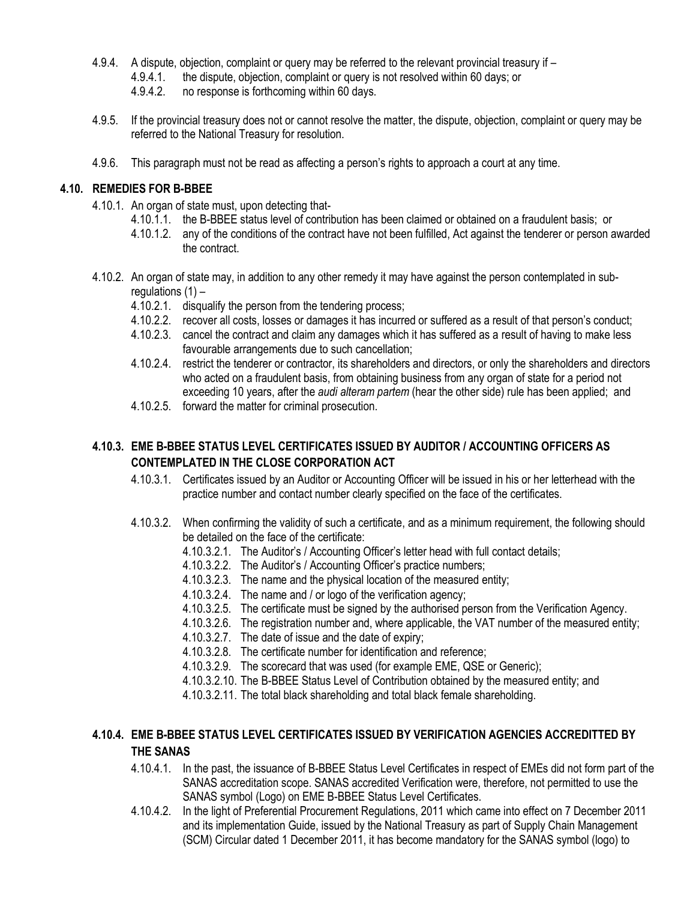4.9.4. A dispute, objection, complaint or query may be referred to the relevant provincial treasury if –

- 4.9.4.1. the dispute, objection, complaint or query is not resolved within 60 days; or
- 4.9.4.2. no response is forthcoming within 60 days.

4.9.5. If the provincial treasury does not or cannot resolve the matter, the dispute, objection, complaint or query may be referred to the National Treasury for resolution.

4.9.6. This paragraph must not be read as affecting a person's rights to approach a court at any time.

## 4.10. REMEDIES FOR B-BBEE

4.10.1. An organ of state must, upon detecting that-

- 4.10.1.1. the B-BBEE status level of contribution has been claimed or obtained on a fraudulent basis; or
- 4.10.1.2. any of the conditions of the contract have not been fulfilled, Act against the tenderer or person awarded the contract.

4.10.2. An organ of state may, in addition to any other remedy it may have against the person contemplated in sub-regulations (1) –

- 4.10.2.1. disqualify the person from the tendering process;
- 4.10.2.2. recover all costs, losses or damages it has incurred or suffered as a result of that person's conduct;
- 4.10.2.3. cancel the contract and claim any damages which it has suffered as a result of having to make less favourable arrangements due to such cancellation;
- 4.10.2.4. restrict the tenderer or contractor, its shareholders and directors, or only the shareholders and directors who acted on a fraudulent basis, from obtaining business from any organ of state for a period not exceeding 10 years, after the *audi alteram partem* (hear the other side) rule has been applied; and
- 4.10.2.5. forward the matter for criminal prosecution.

### 4.10.3. EME B-BBEE STATUS LEVEL CERTIFICATES ISSUED BY AUDITOR / ACCOUNTING OFFICERS AS CONTEMPLATED IN THE CLOSE CORPORATION ACT

4.10.3.1. Certificates issued by an Auditor or Accounting Officer will be issued in his or her letterhead with the practice number and contact number clearly specified on the face of the certificates.

4.10.3.2. When confirming the validity of such a certificate, and as a minimum requirement, the following should be detailed on the face of the certificate:

- 4.10.3.2.1. The Auditor's / Accounting Officer's letter head with full contact details;
- 4.10.3.2.2. The Auditor's / Accounting Officer's practice numbers;
- 4.10.3.2.3. The name and the physical location of the measured entity;
- 4.10.3.2.4. The name and / or logo of the verification agency;
- 4.10.3.2.5. The certificate must be signed by the authorised person from the Verification Agency.
- 4.10.3.2.6. The registration number and, where applicable, the VAT number of the measured entity;
- 4.10.3.2.7. The date of issue and the date of expiry;
- 4.10.3.2.8. The certificate number for identification and reference;
- 4.10.3.2.9. The scorecard that was used (for example EME, QSE or Generic);
- 4.10.3.2.10. The B-BBEE Status Level of Contribution obtained by the measured entity; and
- 4.10.3.2.11. The total black shareholding and total black female shareholding.

### 4.10.4. EME B-BBEE STATUS LEVEL CERTIFICATES ISSUED BY VERIFICATION AGENCIES ACCREDITTED BY THE SANAS

4.10.4.1. In the past, the issuance of B-BBEE Status Level Certificates in respect of EMEs did not form part of the SANAS accreditation scope. SANAS accredited Verification were, therefore, not permitted to use the SANAS symbol (Logo) on EME B-BBEE Status Level Certificates.

4.10.4.2. In the light of Preferential Procurement Regulations, 2011 which came into effect on 7 December 2011 and its implementation Guide, issued by the National Treasury as part of Supply Chain Management (SCM) Circular dated 1 December 2011, it has become mandatory for the SANAS symbol (logo) to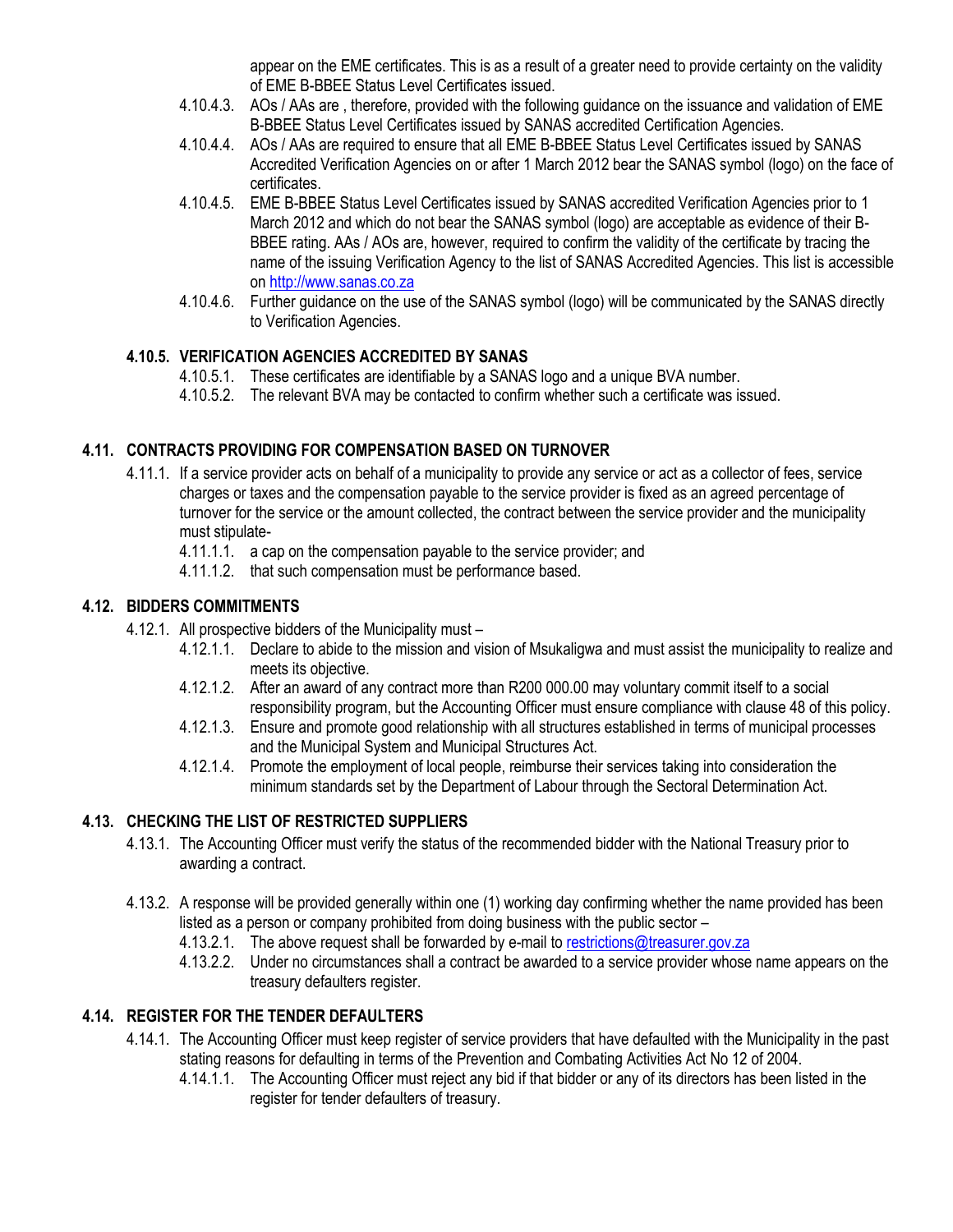appear on the EME certificates. This is as a result of a greater need to provide certainty on the validity of EME B-BBEE Status Level Certificates issued.

4.10.4.3. AOs / AAs are , therefore, provided with the following guidance on the issuance and validation of EME B-BBEE Status Level Certificates issued by SANAS accredited Certification Agencies.

4.10.4.4. AOs / AAs are required to ensure that all EME B-BBEE Status Level Certificates issued by SANAS Accredited Verification Agencies on or after 1 March 2012 bear the SANAS symbol (logo) on the face of certificates.

4.10.4.5. EME B-BBEE Status Level Certificates issued by SANAS accredited Verification Agencies prior to 1 March 2012 and which do not bear the SANAS symbol (logo) are acceptable as evidence of their B-BBEE rating. AAs / AOs are, however, required to confirm the validity of the certificate by tracing the name of the issuing Verification Agency to the list of SANAS Accredited Agencies. This list is accessible on http://www.sanas.co.za

4.10.4.6. Further guidance on the use of the SANAS symbol (logo) will be communicated by the SANAS directly to Verification Agencies.

### 4.10.5. VERIFICATION AGENCIES ACCREDITED BY SANAS

4.10.5.1. These certificates are identifiable by a SANAS logo and a unique BVA number.

4.10.5.2. The relevant BVA may be contacted to confirm whether such a certificate was issued.

## 4.11. CONTRACTS PROVIDING FOR COMPENSATION BASED ON TURNOVER

4.11.1. If a service provider acts on behalf of a municipality to provide any service or act as a collector of fees, service charges or taxes and the compensation payable to the service provider is fixed as an agreed percentage of turnover for the service or the amount collected, the contract between the service provider and the municipality must stipulate-

4.11.1.1. a cap on the compensation payable to the service provider; and

4.11.1.2. that such compensation must be performance based.

## 4.12. BIDDERS COMMITMENTS

4.12.1. All prospective bidders of the Municipality must –

4.12.1.1. Declare to abide to the mission and vision of Msukaligwa and must assist the municipality to realize and meets its objective.

4.12.1.2. After an award of any contract more than R200 000.00 may voluntary commit itself to a social responsibility program, but the Accounting Officer must ensure compliance with clause 48 of this policy.

4.12.1.3. Ensure and promote good relationship with all structures established in terms of municipal processes and the Municipal System and Municipal Structures Act.

4.12.1.4. Promote the employment of local people, reimburse their services taking into consideration the minimum standards set by the Department of Labour through the Sectoral Determination Act.

## 4.13. CHECKING THE LIST OF RESTRICTED SUPPLIERS

4.13.1. The Accounting Officer must verify the status of the recommended bidder with the National Treasury prior to awarding a contract.

4.13.2. A response will be provided generally within one (1) working day confirming whether the name provided has been listed as a person or company prohibited from doing business with the public sector –

4.13.2.1. The above request shall be forwarded by e-mail to restrictions@treasurer.gov.za

4.13.2.2. Under no circumstances shall a contract be awarded to a service provider whose name appears on the treasury defaulters register.

## 4.14. REGISTER FOR THE TENDER DEFAULTERS

4.14.1. The Accounting Officer must keep register of service providers that have defaulted with the Municipality in the past stating reasons for defaulting in terms of the Prevention and Combating Activities Act No 12 of 2004.

4.14.1.1. The Accounting Officer must reject any bid if that bidder or any of its directors has been listed in the register for tender defaulters of treasury.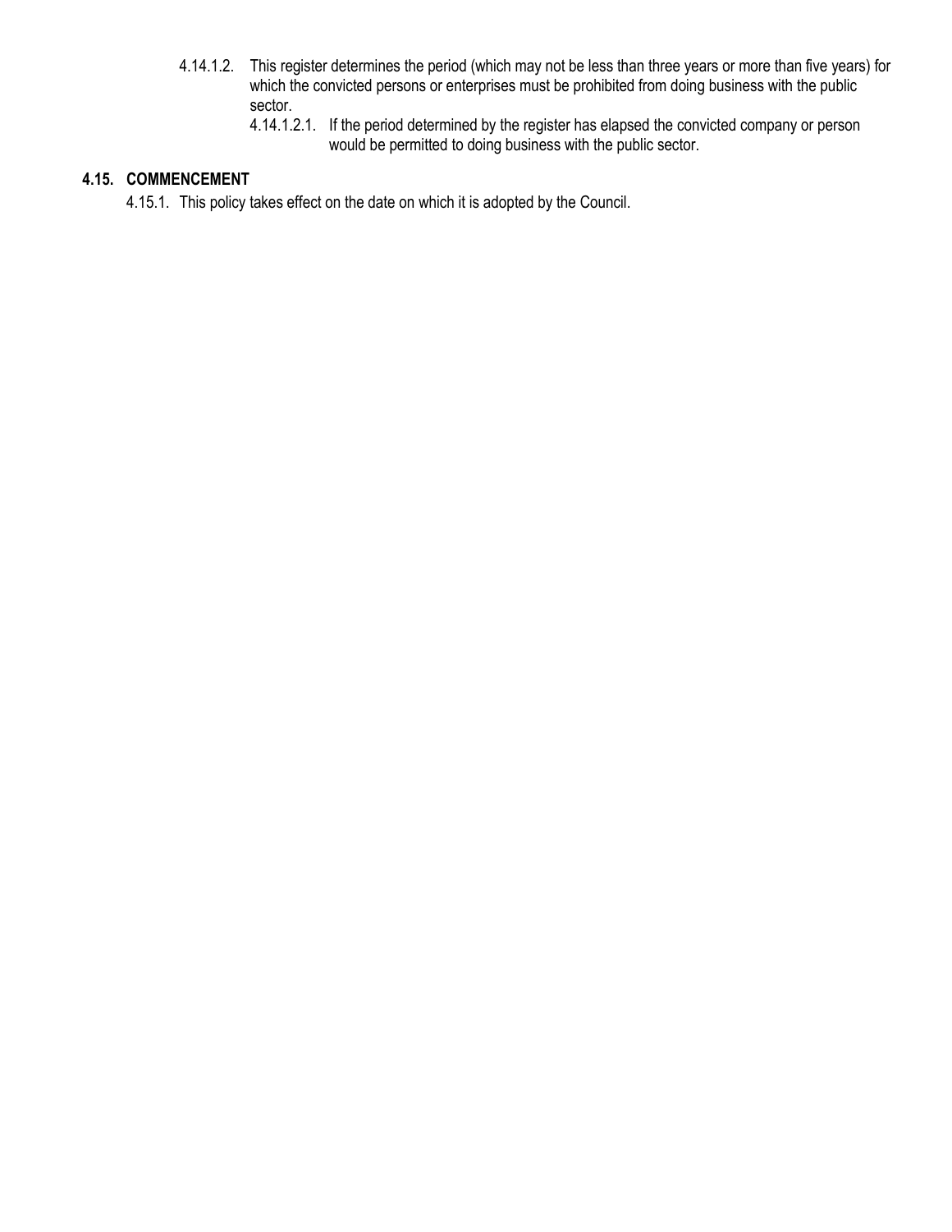4.14.1.2. This register determines the period (which may not be less than three years or more than five years) for which the convicted persons or enterprises must be prohibited from doing business with the public sector.

4.14.1.2.1. If the period determined by the register has elapsed the convicted company or person would be permitted to doing business with the public sector.

## 4.15. COMMENCEMENT

4.15.1. This policy takes effect on the date on which it is adopted by the Council.